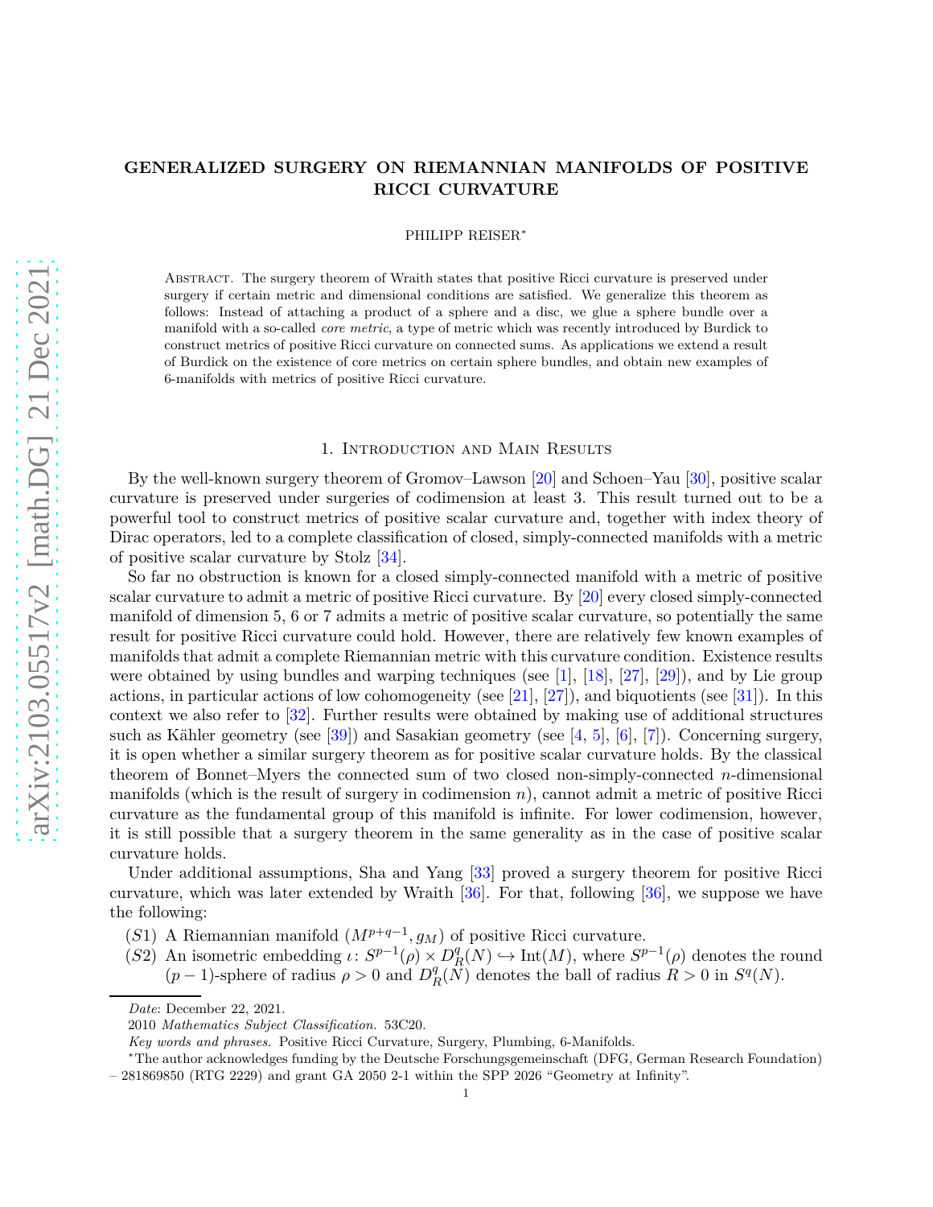# GENERALIZED SURGERY ON RIEMANNIAN MANIFOLDS OF POSITIVE RICCI CURVATURE

PHILIPP REISER*

Abstract. The surgery theorem of Wraith states that positive Ricci curvature is preserved under surgery if certain metric and dimensional conditions are satisfied. We generalize this theorem as follows: Instead of attaching a product of a sphere and a disc, we glue a sphere bundle over a manifold with a so-called *core metric*, a type of metric which was recently introduced by Burdick to construct metrics of positive Ricci curvature on connected sums. As applications we extend a result of Burdick on the existence of core metrics on certain sphere bundles, and obtain new examples of 6-manifolds with metrics of positive Ricci curvature.

## 1. Introduction and Main Results

By the well-known surgery theorem of Gromov–Lawson [20] and Schoen–Yau [30], positive scalar curvature is preserved under surgeries of codimension at least 3. This result turned out to be a powerful tool to construct metrics of positive scalar curvature and, together with index theory of Dirac operators, led to a complete classification of closed, simply-connected manifolds with a metric of positive scalar curvature by Stolz [34].

So far no obstruction is known for a closed simply-connected manifold with a metric of positive scalar curvature to admit a metric of positive Ricci curvature. By [20] every closed simply-connected manifold of dimension 5, 6 or 7 admits a metric of positive scalar curvature, so potentially the same result for positive Ricci curvature could hold. However, there are relatively few known examples of manifolds that admit a complete Riemannian metric with this curvature condition. Existence results were obtained by using bundles and warping techniques (see [1], [18], [27], [29]), and by Lie group actions, in particular actions of low cohomogeneity (see [21], [27]), and biquotients (see [31]). In this context we also refer to [32]. Further results were obtained by making use of additional structures such as Kähler geometry (see [39]) and Sasakian geometry (see [4, 5], [6], [7]). Concerning surgery, it is open whether a similar surgery theorem as for positive scalar curvature holds. By the classical theorem of Bonnet–Myers the connected sum of two closed non-simply-connected $n$-dimensional manifolds (which is the result of surgery in codimension $n$), cannot admit a metric of positive Ricci curvature as the fundamental group of this manifold is infinite. For lower codimension, however, it is still possible that a surgery theorem in the same generality as in the case of positive scalar curvature holds.

Under additional assumptions, Sha and Yang [33] proved a surgery theorem for positive Ricci curvature, which was later extended by Wraith [36]. For that, following [36], we suppose we have the following:

($S1$) A Riemannian manifold $(M^{p+q-1}, g_M)$ of positive Ricci curvature.

($S2$) An isometric embedding $\iota\colon S^{p-1}(\rho)\times D^q_R(N)\hookrightarrow \mathrm{Int}(M)$, where $S^{p-1}(\rho)$ denotes the round $(p-1)$-sphere of radius $\rho>0$ and $D^q_R(N)$ denotes the ball of radius $R>0$ in $S^q(N)$.

---

*Date*: December 22, 2021.

2010 *Mathematics Subject Classification.* 53C20.

*Key words and phrases.* Positive Ricci Curvature, Surgery, Plumbing, 6-Manifolds.

*The author acknowledges funding by the Deutsche Forschungsgemeinschaft (DFG, German Research Foundation) – 281869850 (RTG 2229) and grant GA 2050 2-1 within the SPP 2026 "Geometry at Infinity".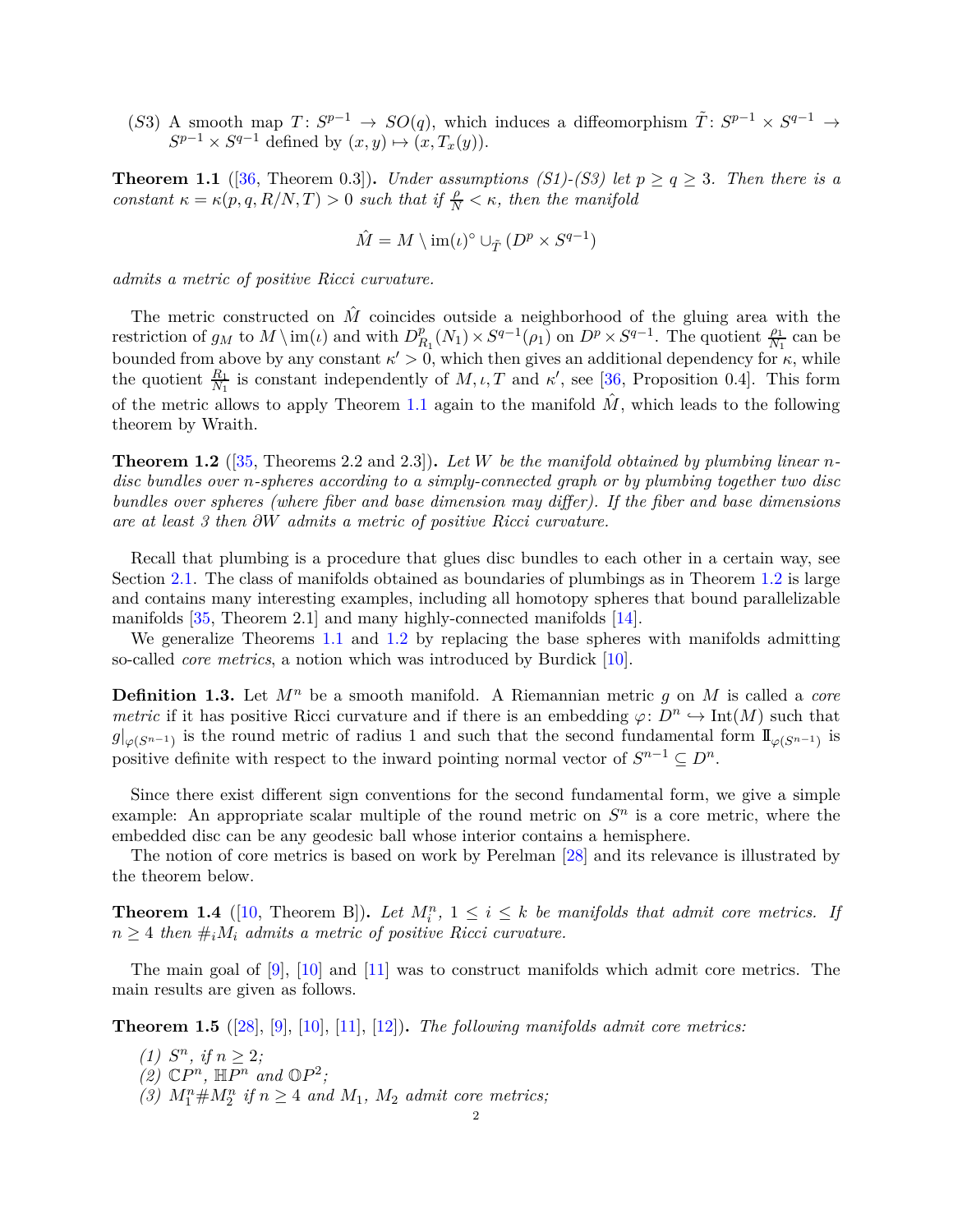(S3) A smooth map $T\colon S^{p-1} \to SO(q)$, which induces a diffeomorphism $\tilde{T}\colon S^{p-1} \times S^{q-1} \to S^{p-1} \times S^{q-1}$ defined by $(x, y) \mapsto (x, T_x(y))$.

**Theorem 1.1** ([36, Theorem 0.3])**.** *Under assumptions (S1)-(S3) let $p \geq q \geq 3$. Then there is a constant $\kappa = \kappa(p, q, R/N, T) > 0$ such that if $\frac{\rho}{N} < \kappa$, then the manifold*

$$\hat{M} = M \setminus \operatorname{im}(\iota)^\circ \cup_{\tilde{T}} (D^p \times S^{q-1})$$

*admits a metric of positive Ricci curvature.*

The metric constructed on $\hat{M}$ coincides outside a neighborhood of the gluing area with the restriction of $g_M$ to $M \setminus \operatorname{im}(\iota)$ and with $D^p_{R_1}(N_1) \times S^{q-1}(\rho_1)$ on $D^p \times S^{q-1}$. The quotient $\frac{\rho_1}{N_1}$ can be bounded from above by any constant $\kappa' > 0$, which then gives an additional dependency for $\kappa$, while the quotient $\frac{R_1}{N_1}$ is constant independently of $M, \iota, T$ and $\kappa'$, see [36, Proposition 0.4]. This form of the metric allows to apply Theorem 1.1 again to the manifold $\hat{M}$, which leads to the following theorem by Wraith.

**Theorem 1.2** ([35, Theorems 2.2 and 2.3])**.** *Let $W$ be the manifold obtained by plumbing linear $n$-disc bundles over $n$-spheres according to a simply-connected graph or by plumbing together two disc bundles over spheres (where fiber and base dimension may differ). If the fiber and base dimensions are at least 3 then $\partial W$ admits a metric of positive Ricci curvature.*

Recall that plumbing is a procedure that glues disc bundles to each other in a certain way, see Section 2.1. The class of manifolds obtained as boundaries of plumbings as in Theorem 1.2 is large and contains many interesting examples, including all homotopy spheres that bound parallelizable manifolds [35, Theorem 2.1] and many highly-connected manifolds [14].

We generalize Theorems 1.1 and 1.2 by replacing the base spheres with manifolds admitting so-called *core metrics*, a notion which was introduced by Burdick [10].

**Definition 1.3.** Let $M^n$ be a smooth manifold. A Riemannian metric $g$ on $M$ is called a *core metric* if it has positive Ricci curvature and if there is an embedding $\varphi\colon D^n \hookrightarrow \operatorname{Int}(M)$ such that $g|_{\varphi(S^{n-1})}$ is the round metric of radius 1 and such that the second fundamental form $\mathrm{II}_{\varphi(S^{n-1})}$ is positive definite with respect to the inward pointing normal vector of $S^{n-1} \subseteq D^n$.

Since there exist different sign conventions for the second fundamental form, we give a simple example: An appropriate scalar multiple of the round metric on $S^n$ is a core metric, where the embedded disc can be any geodesic ball whose interior contains a hemisphere.

The notion of core metrics is based on work by Perelman [28] and its relevance is illustrated by the theorem below.

**Theorem 1.4** ([10, Theorem B])**.** *Let $M_i^n$, $1 \leq i \leq k$ be manifolds that admit core metrics. If $n \geq 4$ then $\#_i M_i$ admits a metric of positive Ricci curvature.*

The main goal of [9], [10] and [11] was to construct manifolds which admit core metrics. The main results are given as follows.

**Theorem 1.5** ([28], [9], [10], [11], [12])**.** *The following manifolds admit core metrics:*

*(1) $S^n$, if $n \geq 2$;*
*(2) $\mathbb{C}P^n$, $\mathbb{H}P^n$ and $\mathbb{O}P^2$;*
*(3) $M_1^n \# M_2^n$ if $n \geq 4$ and $M_1$, $M_2$ admit core metrics;*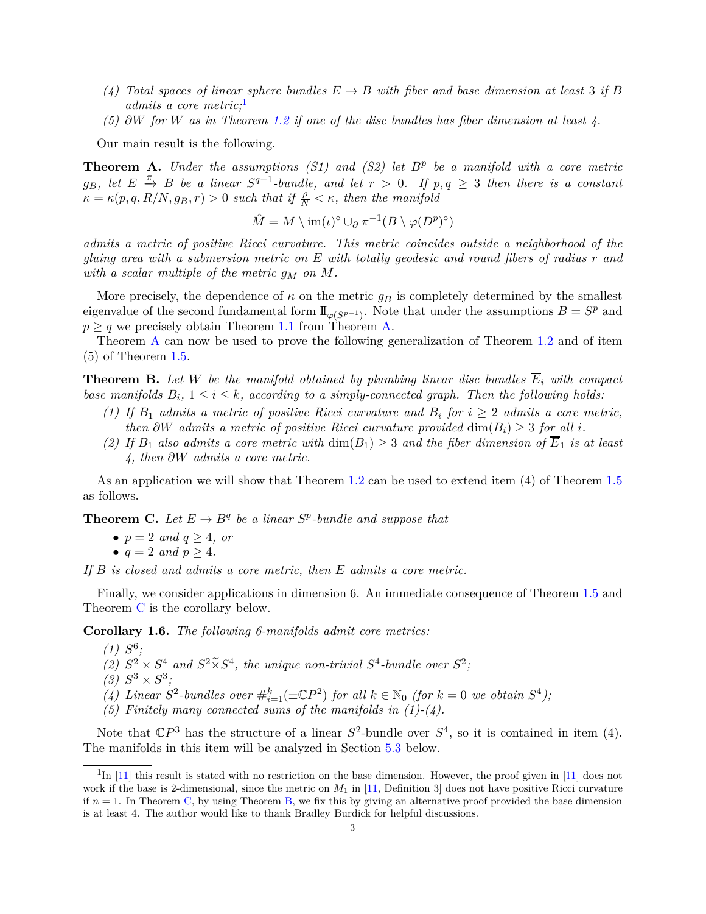*(4) Total spaces of linear sphere bundles $E \to B$ with fiber and base dimension at least 3 if $B$ admits a core metric;*[1]

*(5) $\partial W$ for $W$ as in Theorem 1.2 if one of the disc bundles has fiber dimension at least 4.*

Our main result is the following.

**Theorem A.** *Under the assumptions (S1) and (S2) let $B^p$ be a manifold with a core metric $g_B$, let $E \xrightarrow{\pi} B$ be a linear $S^{q-1}$-bundle, and let $r > 0$. If $p, q \geq 3$ then there is a constant $\kappa = \kappa(p, q, R/N, g_B, r) > 0$ such that if $\frac{\rho}{N} < \kappa$, then the manifold*

$$\hat{M} = M \setminus \mathrm{im}(\iota)^\circ \cup_\partial \pi^{-1}(B \setminus \varphi(D^p)^\circ)$$

*admits a metric of positive Ricci curvature. This metric coincides outside a neighborhood of the gluing area with a submersion metric on $E$ with totally geodesic and round fibers of radius $r$ and with a scalar multiple of the metric $g_M$ on $M$.*

More precisely, the dependence of $\kappa$ on the metric $g_B$ is completely determined by the smallest eigenvalue of the second fundamental form $\mathrm{II}_{\varphi(S^{p-1})}$. Note that under the assumptions $B = S^p$ and $p \geq q$ we precisely obtain Theorem 1.1 from Theorem A.

Theorem A can now be used to prove the following generalization of Theorem 1.2 and of item (5) of Theorem 1.5.

**Theorem B.** *Let $W$ be the manifold obtained by plumbing linear disc bundles $\overline{E}_i$ with compact base manifolds $B_i$, $1 \leq i \leq k$, according to a simply-connected graph. Then the following holds:*

*(1) If $B_1$ admits a metric of positive Ricci curvature and $B_i$ for $i \geq 2$ admits a core metric, then $\partial W$ admits a metric of positive Ricci curvature provided $\dim(B_i) \geq 3$ for all $i$.*

*(2) If $B_1$ also admits a core metric with $\dim(B_1) \geq 3$ and the fiber dimension of $\overline{E}_1$ is at least 4, then $\partial W$ admits a core metric.*

As an application we will show that Theorem 1.2 can be used to extend item (4) of Theorem 1.5 as follows.

**Theorem C.** *Let $E \to B^q$ be a linear $S^p$-bundle and suppose that*

- *$p = 2$ and $q \geq 4$, or*
- *$q = 2$ and $p \geq 4$.*

*If $B$ is closed and admits a core metric, then $E$ admits a core metric.*

Finally, we consider applications in dimension 6. An immediate consequence of Theorem 1.5 and Theorem C is the corollary below.

**Corollary 1.6.** *The following 6-manifolds admit core metrics:*

*(1) $S^6$;*

*(2) $S^2 \times S^4$ and $S^2 \widetilde{\times} S^4$, the unique non-trivial $S^4$-bundle over $S^2$;*

*(3) $S^3 \times S^3$;*

*(4) Linear $S^2$-bundles over $\#_{i=1}^k (\pm \mathbb{C}P^2)$ for all $k \in \mathbb{N}_0$ (for $k = 0$ we obtain $S^4$);*

*(5) Finitely many connected sums of the manifolds in (1)-(4).*

Note that $\mathbb{C}P^3$ has the structure of a linear $S^2$-bundle over $S^4$, so it is contained in item (4). The manifolds in this item will be analyzed in Section 5.3 below.

---

[1] In [11] this result is stated with no restriction on the base dimension. However, the proof given in [11] does not work if the base is 2-dimensional, since the metric on $M_1$ in [11, Definition 3] does not have positive Ricci curvature if $n = 1$. In Theorem C, by using Theorem B, we fix this by giving an alternative proof provided the base dimension is at least 4. The author would like to thank Bradley Burdick for helpful discussions.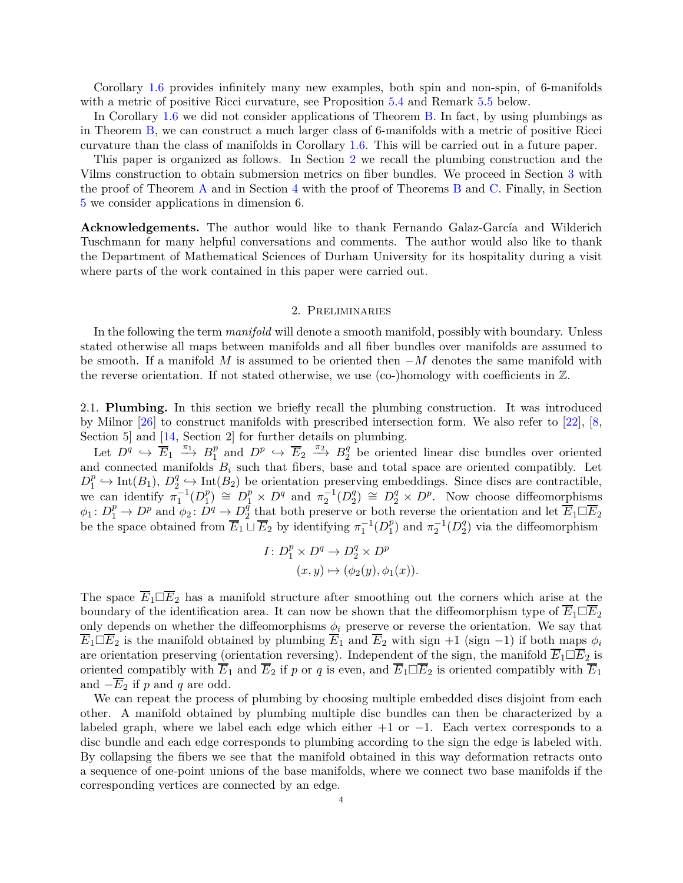Corollary 1.6 provides infinitely many new examples, both spin and non-spin, of 6-manifolds with a metric of positive Ricci curvature, see Proposition 5.4 and Remark 5.5 below.

In Corollary 1.6 we did not consider applications of Theorem B. In fact, by using plumbings as in Theorem B, we can construct a much larger class of 6-manifolds with a metric of positive Ricci curvature than the class of manifolds in Corollary 1.6. This will be carried out in a future paper.

This paper is organized as follows. In Section 2 we recall the plumbing construction and the Vilms construction to obtain submersion metrics on fiber bundles. We proceed in Section 3 with the proof of Theorem A and in Section 4 with the proof of Theorems B and C. Finally, in Section 5 we consider applications in dimension 6.

**Acknowledgements.** The author would like to thank Fernando Galaz-García and Wilderich Tuschmann for many helpful conversations and comments. The author would also like to thank the Department of Mathematical Sciences of Durham University for its hospitality during a visit where parts of the work contained in this paper were carried out.

## 2. Preliminaries

In the following the term *manifold* will denote a smooth manifold, possibly with boundary. Unless stated otherwise all maps between manifolds and all fiber bundles over manifolds are assumed to be smooth. If a manifold $M$ is assumed to be oriented then $-M$ denotes the same manifold with the reverse orientation. If not stated otherwise, we use (co-)homology with coefficients in $\mathbb{Z}$.

2.1. **Plumbing.** In this section we briefly recall the plumbing construction. It was introduced by Milnor [26] to construct manifolds with prescribed intersection form. We also refer to [22], [8, Section 5] and [14, Section 2] for further details on plumbing.

Let $D^q \hookrightarrow \overline{E}_1 \xrightarrow{\pi_1} B_1^p$ and $D^p \hookrightarrow \overline{E}_2 \xrightarrow{\pi_2} B_2^q$ be oriented linear disc bundles over oriented and connected manifolds $B_i$ such that fibers, base and total space are oriented compatibly. Let $D_1^p \hookrightarrow \mathrm{Int}(B_1)$, $D_2^q \hookrightarrow \mathrm{Int}(B_2)$ be orientation preserving embeddings. Since discs are contractible, we can identify $\pi_1^{-1}(D_1^p) \cong D_1^p \times D^q$ and $\pi_2^{-1}(D_2^q) \cong D_2^q \times D^p$. Now choose diffeomorphisms $\phi_1\colon D_1^p \to D^p$ and $\phi_2\colon D^q \to D_2^q$ that both preserve or both reverse the orientation and let $\overline{E}_1 \square \overline{E}_2$ be the space obtained from $\overline{E}_1 \sqcup \overline{E}_2$ by identifying $\pi_1^{-1}(D_1^p)$ and $\pi_2^{-1}(D_2^q)$ via the diffeomorphism

$$
\begin{aligned}
I\colon D_1^p \times D^q &\to D_2^q \times D^p \\
(x, y) &\mapsto (\phi_2(y), \phi_1(x)).
\end{aligned}
$$

The space $\overline{E}_1 \square \overline{E}_2$ has a manifold structure after smoothing out the corners which arise at the boundary of the identification area. It can now be shown that the diffeomorphism type of $\overline{E}_1 \square \overline{E}_2$ only depends on whether the diffeomorphisms $\phi_i$ preserve or reverse the orientation. We say that $\overline{E}_1 \square \overline{E}_2$ is the manifold obtained by plumbing $\overline{E}_1$ and $\overline{E}_2$ with sign $+1$ (sign $-1$) if both maps $\phi_i$ are orientation preserving (orientation reversing). Independent of the sign, the manifold $\overline{E}_1 \square \overline{E}_2$ is oriented compatibly with $\overline{E}_1$ and $\overline{E}_2$ if $p$ or $q$ is even, and $\overline{E}_1 \square \overline{E}_2$ is oriented compatibly with $\overline{E}_1$ and $-\overline{E}_2$ if $p$ and $q$ are odd.

We can repeat the process of plumbing by choosing multiple embedded discs disjoint from each other. A manifold obtained by plumbing multiple disc bundles can then be characterized by a labeled graph, where we label each edge which either $+1$ or $-1$. Each vertex corresponds to a disc bundle and each edge corresponds to plumbing according to the sign the edge is labeled with. By collapsing the fibers we see that the manifold obtained in this way deformation retracts onto a sequence of one-point unions of the base manifolds, where we connect two base manifolds if the corresponding vertices are connected by an edge.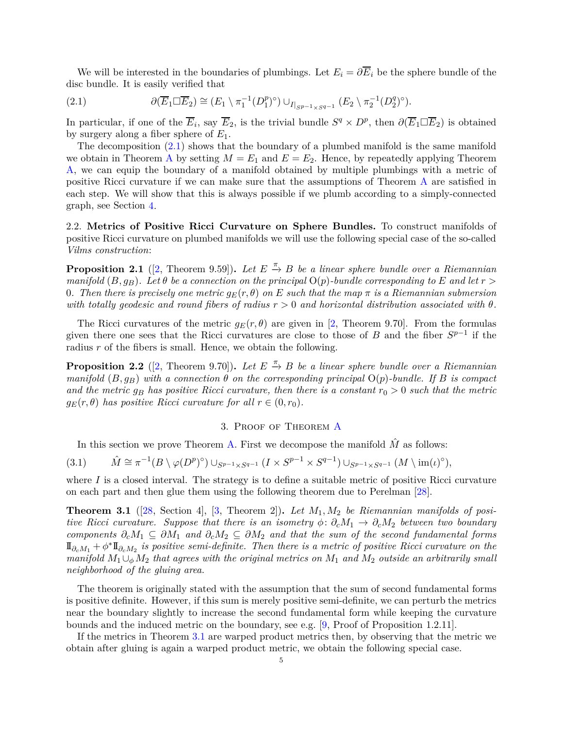We will be interested in the boundaries of plumbings. Let $E_i = \partial\overline{E}_i$ be the sphere bundle of the disc bundle. It is easily verified that

$$\partial(\overline{E}_1 \square \overline{E}_2) \cong (E_1 \setminus \pi_1^{-1}(D_1^p)^\circ) \cup_{I|_{S^{p-1}\times S^{q-1}}} (E_2 \setminus \pi_2^{-1}(D_2^q)^\circ). \tag{2.1}$$

In particular, if one of the $\overline{E}_i$, say $\overline{E}_2$, is the trivial bundle $S^q \times D^p$, then $\partial(\overline{E}_1 \square \overline{E}_2)$ is obtained by surgery along a fiber sphere of $E_1$.

The decomposition (2.1) shows that the boundary of a plumbed manifold is the same manifold we obtain in Theorem A by setting $M = E_1$ and $E = E_2$. Hence, by repeatedly applying Theorem A, we can equip the boundary of a manifold obtained by multiple plumbings with a metric of positive Ricci curvature if we can make sure that the assumptions of Theorem A are satisfied in each step. We will show that this is always possible if we plumb according to a simply-connected graph, see Section 4.

2.2. **Metrics of Positive Ricci Curvature on Sphere Bundles.** To construct manifolds of positive Ricci curvature on plumbed manifolds we will use the following special case of the so-called *Vilms construction*:

**Proposition 2.1** ([2, Theorem 9.59])**.** *Let $E \xrightarrow{\pi} B$ be a linear sphere bundle over a Riemannian manifold $(B, g_B)$. Let $\theta$ be a connection on the principal $\mathrm{O}(p)$-bundle corresponding to $E$ and let $r > 0$. Then there is precisely one metric $g_E(r,\theta)$ on $E$ such that the map $\pi$ is a Riemannian submersion with totally geodesic and round fibers of radius $r > 0$ and horizontal distribution associated with $\theta$.*

The Ricci curvatures of the metric $g_E(r,\theta)$ are given in [2, Theorem 9.70]. From the formulas given there one sees that the Ricci curvatures are close to those of $B$ and the fiber $S^{p-1}$ if the radius $r$ of the fibers is small. Hence, we obtain the following.

**Proposition 2.2** ([2, Theorem 9.70])**.** *Let $E \xrightarrow{\pi} B$ be a linear sphere bundle over a Riemannian manifold $(B, g_B)$ with a connection $\theta$ on the corresponding principal $\mathrm{O}(p)$-bundle. If $B$ is compact and the metric $g_B$ has positive Ricci curvature, then there is a constant $r_0 > 0$ such that the metric $g_E(r,\theta)$ has positive Ricci curvature for all $r \in (0, r_0)$.*

## 3. Proof of Theorem A

In this section we prove Theorem A. First we decompose the manifold $\hat{M}$ as follows:

$$\hat{M} \cong \pi^{-1}(B \setminus \varphi(D^p)^\circ) \cup_{S^{p-1}\times S^{q-1}} (I \times S^{p-1} \times S^{q-1}) \cup_{S^{p-1}\times S^{q-1}} (M \setminus \mathrm{im}(\iota)^\circ), \tag{3.1}$$

where $I$ is a closed interval. The strategy is to define a suitable metric of positive Ricci curvature on each part and then glue them using the following theorem due to Perelman [28].

**Theorem 3.1** ([28, Section 4], [3, Theorem 2])**.** *Let $M_1, M_2$ be Riemannian manifolds of positive Ricci curvature. Suppose that there is an isometry $\phi\colon \partial_c M_1 \to \partial_c M_2$ between two boundary components $\partial_c M_1 \subseteq \partial M_1$ and $\partial_c M_2 \subseteq \partial M_2$ and that the sum of the second fundamental forms $\mathrm{I\!I}_{\partial_c M_1} + \phi^* \mathrm{I\!I}_{\partial_c M_2}$ is positive semi-definite. Then there is a metric of positive Ricci curvature on the manifold $M_1 \cup_\phi M_2$ that agrees with the original metrics on $M_1$ and $M_2$ outside an arbitrarily small neighborhood of the gluing area.*

The theorem is originally stated with the assumption that the sum of second fundamental forms is positive definite. However, if this sum is merely positive semi-definite, we can perturb the metrics near the boundary slightly to increase the second fundamental form while keeping the curvature bounds and the induced metric on the boundary, see e.g. [9, Proof of Proposition 1.2.11].

If the metrics in Theorem 3.1 are warped product metrics then, by observing that the metric we obtain after gluing is again a warped product metric, we obtain the following special case.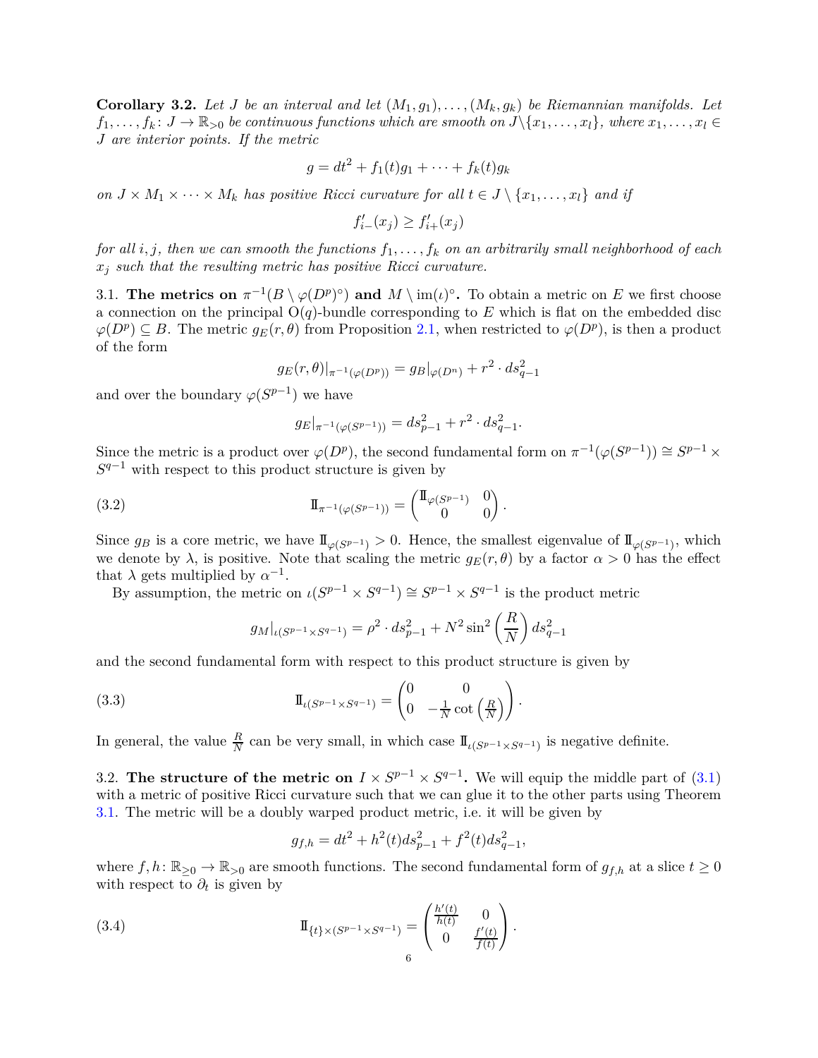**Corollary 3.2.** *Let $J$ be an interval and let $(M_1, g_1), \ldots, (M_k, g_k)$ be Riemannian manifolds. Let $f_1, \ldots, f_k \colon J \to \mathbb{R}_{>0}$ be continuous functions which are smooth on $J \backslash \{x_1, \ldots, x_l\}$, where $x_1, \ldots, x_l \in J$ are interior points. If the metric*

$$g = dt^2 + f_1(t)g_1 + \cdots + f_k(t)g_k$$

*on $J \times M_1 \times \cdots \times M_k$ has positive Ricci curvature for all $t \in J \setminus \{x_1, \ldots, x_l\}$ and if*

$$f'_{i-}(x_j) \geq f'_{i+}(x_j)$$

*for all $i, j$, then we can smooth the functions $f_1, \ldots, f_k$ on an arbitrarily small neighborhood of each $x_j$ such that the resulting metric has positive Ricci curvature.*

3.1. **The metrics on $\pi^{-1}(B \setminus \varphi(D^p)^\circ)$ and $M \setminus \operatorname{im}(\iota)^\circ$.** To obtain a metric on $E$ we first choose a connection on the principal $\mathrm{O}(q)$-bundle corresponding to $E$ which is flat on the embedded disc $\varphi(D^p) \subseteq B$. The metric $g_E(r, \theta)$ from Proposition 2.1, when restricted to $\varphi(D^p)$, is then a product of the form

$$g_E(r, \theta)|_{\pi^{-1}(\varphi(D^p))} = g_B|_{\varphi(D^n)} + r^2 \cdot ds^2_{q-1}$$

and over the boundary $\varphi(S^{p-1})$ we have

$$g_E|_{\pi^{-1}(\varphi(S^{p-1}))} = ds^2_{p-1} + r^2 \cdot ds^2_{q-1}.$$

Since the metric is a product over $\varphi(D^p)$, the second fundamental form on $\pi^{-1}(\varphi(S^{p-1})) \cong S^{p-1} \times S^{q-1}$ with respect to this product structure is given by

$$\mathrm{II}_{\pi^{-1}(\varphi(S^{p-1}))} = \begin{pmatrix} \mathrm{II}_{\varphi(S^{p-1})} & 0 \\ 0 & 0 \end{pmatrix}. \tag{3.2}$$

Since $g_B$ is a core metric, we have $\mathrm{II}_{\varphi(S^{p-1})} > 0$. Hence, the smallest eigenvalue of $\mathrm{II}_{\varphi(S^{p-1})}$, which we denote by $\lambda$, is positive. Note that scaling the metric $g_E(r, \theta)$ by a factor $\alpha > 0$ has the effect that $\lambda$ gets multiplied by $\alpha^{-1}$.

By assumption, the metric on $\iota(S^{p-1} \times S^{q-1}) \cong S^{p-1} \times S^{q-1}$ is the product metric

$$g_M|_{\iota(S^{p-1} \times S^{q-1})} = \rho^2 \cdot ds^2_{p-1} + N^2 \sin^2\left(\frac{R}{N}\right) ds^2_{q-1}$$

and the second fundamental form with respect to this product structure is given by

$$\mathrm{II}_{\iota(S^{p-1} \times S^{q-1})} = \begin{pmatrix} 0 & 0 \\ 0 & -\frac{1}{N}\cot\left(\frac{R}{N}\right) \end{pmatrix}. \tag{3.3}$$

In general, the value $\frac{R}{N}$ can be very small, in which case $\mathrm{II}_{\iota(S^{p-1} \times S^{q-1})}$ is negative definite.

3.2. **The structure of the metric on $I \times S^{p-1} \times S^{q-1}$.** We will equip the middle part of (3.1) with a metric of positive Ricci curvature such that we can glue it to the other parts using Theorem 3.1. The metric will be a doubly warped product metric, i.e. it will be given by

$$g_{f,h} = dt^2 + h^2(t) ds^2_{p-1} + f^2(t) ds^2_{q-1},$$

where $f, h \colon \mathbb{R}_{\geq 0} \to \mathbb{R}_{>0}$ are smooth functions. The second fundamental form of $g_{f,h}$ at a slice $t \geq 0$ with respect to $\partial_t$ is given by

$$\mathrm{II}_{\{t\} \times (S^{p-1} \times S^{q-1})} = \begin{pmatrix} \frac{h'(t)}{h(t)} & 0 \\ 0 & \frac{f'(t)}{f(t)} \end{pmatrix}. \tag{3.4}$$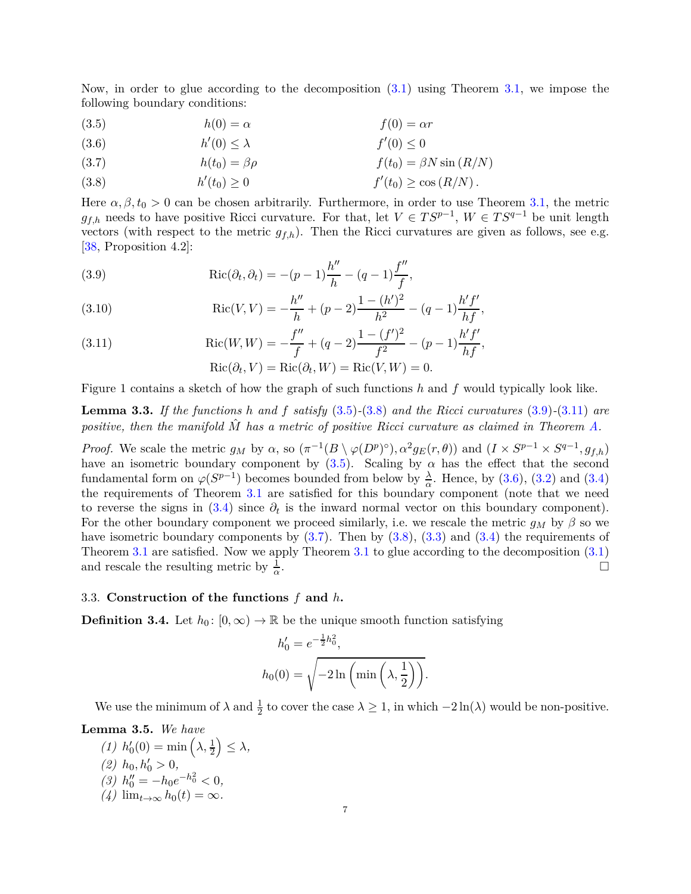Now, in order to glue according to the decomposition (3.1) using Theorem 3.1, we impose the following boundary conditions:

$$h(0) = \alpha \qquad f(0) = \alpha r \tag{3.5}$$

$$h'(0) \leq \lambda \qquad f'(0) \leq 0 \tag{3.6}$$

$$h(t_0) = \beta\rho \qquad f(t_0) = \beta N \sin\left(R/N\right) \tag{3.7}$$

$$h'(t_0) \geq 0 \qquad f'(t_0) \geq \cos\left(R/N\right). \tag{3.8}$$

Here $\alpha, \beta, t_0 > 0$ can be chosen arbitrarily. Furthermore, in order to use Theorem 3.1, the metric $g_{f,h}$ needs to have positive Ricci curvature. For that, let $V \in TS^{p-1}$, $W \in TS^{q-1}$ be unit length vectors (with respect to the metric $g_{f,h}$). Then the Ricci curvatures are given as follows, see e.g. [38, Proposition 4.2]:

$$\mathrm{Ric}(\partial_t, \partial_t) = -(p-1)\frac{h''}{h} - (q-1)\frac{f''}{f}, \tag{3.9}$$

$$\mathrm{Ric}(V,V) = -\frac{h''}{h} + (p-2)\frac{1-(h')^2}{h^2} - (q-1)\frac{h'f'}{hf}, \tag{3.10}$$

$$\mathrm{Ric}(W,W) = -\frac{f''}{f} + (q-2)\frac{1-(f')^2}{f^2} - (p-1)\frac{h'f'}{hf}, \tag{3.11}$$

$$\mathrm{Ric}(\partial_t, V) = \mathrm{Ric}(\partial_t, W) = \mathrm{Ric}(V,W) = 0.$$

Figure 1 contains a sketch of how the graph of such functions $h$ and $f$ would typically look like.

**Lemma 3.3.** *If the functions $h$ and $f$ satisfy (3.5)-(3.8) and the Ricci curvatures (3.9)-(3.11) are positive, then the manifold $\hat{M}$ has a metric of positive Ricci curvature as claimed in Theorem A.*

*Proof.* We scale the metric $g_M$ by $\alpha$, so $(\pi^{-1}(B \setminus \varphi(D^p)^\circ), \alpha^2 g_E(r,\theta))$ and $(I \times S^{p-1} \times S^{q-1}, g_{f,h})$ have an isometric boundary component by (3.5). Scaling by $\alpha$ has the effect that the second fundamental form on $\varphi(S^{p-1})$ becomes bounded from below by $\frac{\lambda}{\alpha}$. Hence, by (3.6), (3.2) and (3.4) the requirements of Theorem 3.1 are satisfied for this boundary component (note that we need to reverse the signs in (3.4) since $\partial_t$ is the inward normal vector on this boundary component). For the other boundary component we proceed similarly, i.e. we rescale the metric $g_M$ by $\beta$ so we have isometric boundary components by (3.7). Then by (3.8), (3.3) and (3.4) the requirements of Theorem 3.1 are satisfied. Now we apply Theorem 3.1 to glue according to the decomposition (3.1) and rescale the resulting metric by $\frac{1}{\alpha}$. $\square$

### 3.3. Construction of the functions $f$ and $h$.

**Definition 3.4.** Let $h_0 \colon [0,\infty) \to \mathbb{R}$ be the unique smooth function satisfying

$$h_0' = e^{-\frac{1}{2}h_0^2},$$

$$h_0(0) = \sqrt{-2\ln\left(\min\left(\lambda, \frac{1}{2}\right)\right)}.$$

We use the minimum of $\lambda$ and $\frac{1}{2}$ to cover the case $\lambda \geq 1$, in which $-2\ln(\lambda)$ would be non-positive.

**Lemma 3.5.** *We have*

1. $h_0'(0) = \min\left(\lambda, \frac{1}{2}\right) \leq \lambda$,
2. $h_0, h_0' > 0$,
3. $h_0'' = -h_0 e^{-h_0^2} < 0$,
4. $\lim_{t\to\infty} h_0(t) = \infty$.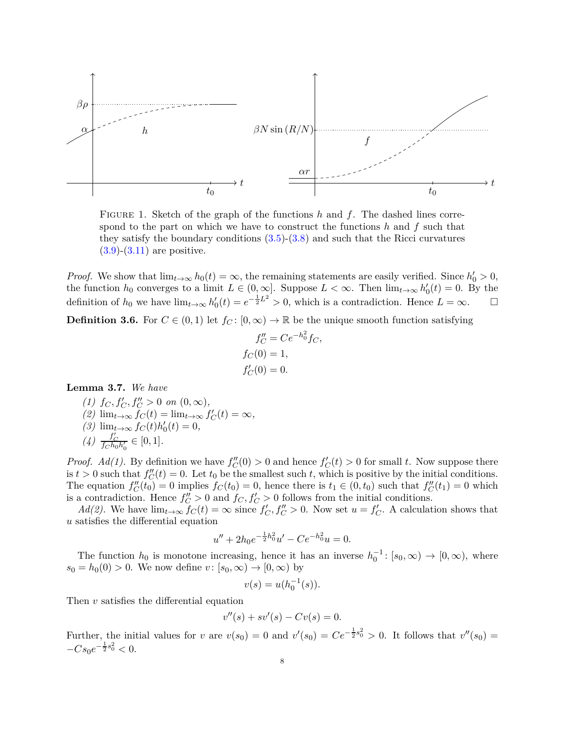FIGURE 1. Sketch of the graph of the functions $h$ and $f$. The dashed lines correspond to the part on which we have to construct the functions $h$ and $f$ such that they satisfy the boundary conditions (3.5)-(3.8) and such that the Ricci curvatures (3.9)-(3.11) are positive.

*Proof.* We show that $\lim_{t\to\infty} h_0(t) = \infty$, the remaining statements are easily verified. Since $h_0' > 0$, the function $h_0$ converges to a limit $L \in (0, \infty]$. Suppose $L < \infty$. Then $\lim_{t\to\infty} h_0'(t) = 0$. By the definition of $h_0$ we have $\lim_{t\to\infty} h_0'(t) = e^{-\frac{1}{2}L^2} > 0$, which is a contradiction. Hence $L = \infty$. $\square$

**Definition 3.6.** For $C \in (0, 1)$ let $f_C : [0, \infty) \to \mathbb{R}$ be the unique smooth function satisfying

$$
\begin{aligned}
f_C'' &= Ce^{-h_0^2} f_C,\\
f_C(0) &= 1,\\
f_C'(0) &= 0.
\end{aligned}
$$

**Lemma 3.7.** *We have*

*(1)* $f_C, f_C', f_C'' > 0$ *on* $(0, \infty)$,
*(2)* $\lim_{t\to\infty} f_C(t) = \lim_{t\to\infty} f_C'(t) = \infty$,
*(3)* $\lim_{t\to\infty} f_C(t) h_0'(t) = 0$,
*(4)* $\frac{f_C'}{f_C h_0 h_0'} \in [0, 1]$.

*Proof. Ad(1).* By definition we have $f_C''(0) > 0$ and hence $f_C'(t) > 0$ for small $t$. Now suppose there is $t > 0$ such that $f_C''(t) = 0$. Let $t_0$ be the smallest such $t$, which is positive by the initial conditions. The equation $f_C''(t_0) = 0$ implies $f_C(t_0) = 0$, hence there is $t_1 \in (0, t_0)$ such that $f_C''(t_1) = 0$ which is a contradiction. Hence $f_C'' > 0$ and $f_C, f_C' > 0$ follows from the initial conditions.

*Ad(2).* We have $\lim_{t\to\infty} f_C(t) = \infty$ since $f_C', f_C'' > 0$. Now set $u = f_C'$. A calculation shows that $u$ satisfies the differential equation

$$
u'' + 2h_0 e^{-\frac{1}{2}h_0^2} u' - Ce^{-h_0^2} u = 0.
$$

The function $h_0$ is monotone increasing, hence it has an inverse $h_0^{-1} : [s_0, \infty) \to [0, \infty)$, where $s_0 = h_0(0) > 0$. We now define $v : [s_0, \infty) \to [0, \infty)$ by

$$
v(s) = u(h_0^{-1}(s)).
$$

Then $v$ satisfies the differential equation

$$
v''(s) + sv'(s) - Cv(s) = 0.
$$

Further, the initial values for $v$ are $v(s_0) = 0$ and $v'(s_0) = Ce^{-\frac{1}{2}s_0^2} > 0$. It follows that $v''(s_0) = -Cs_0 e^{-\frac{1}{2}s_0^2} < 0$.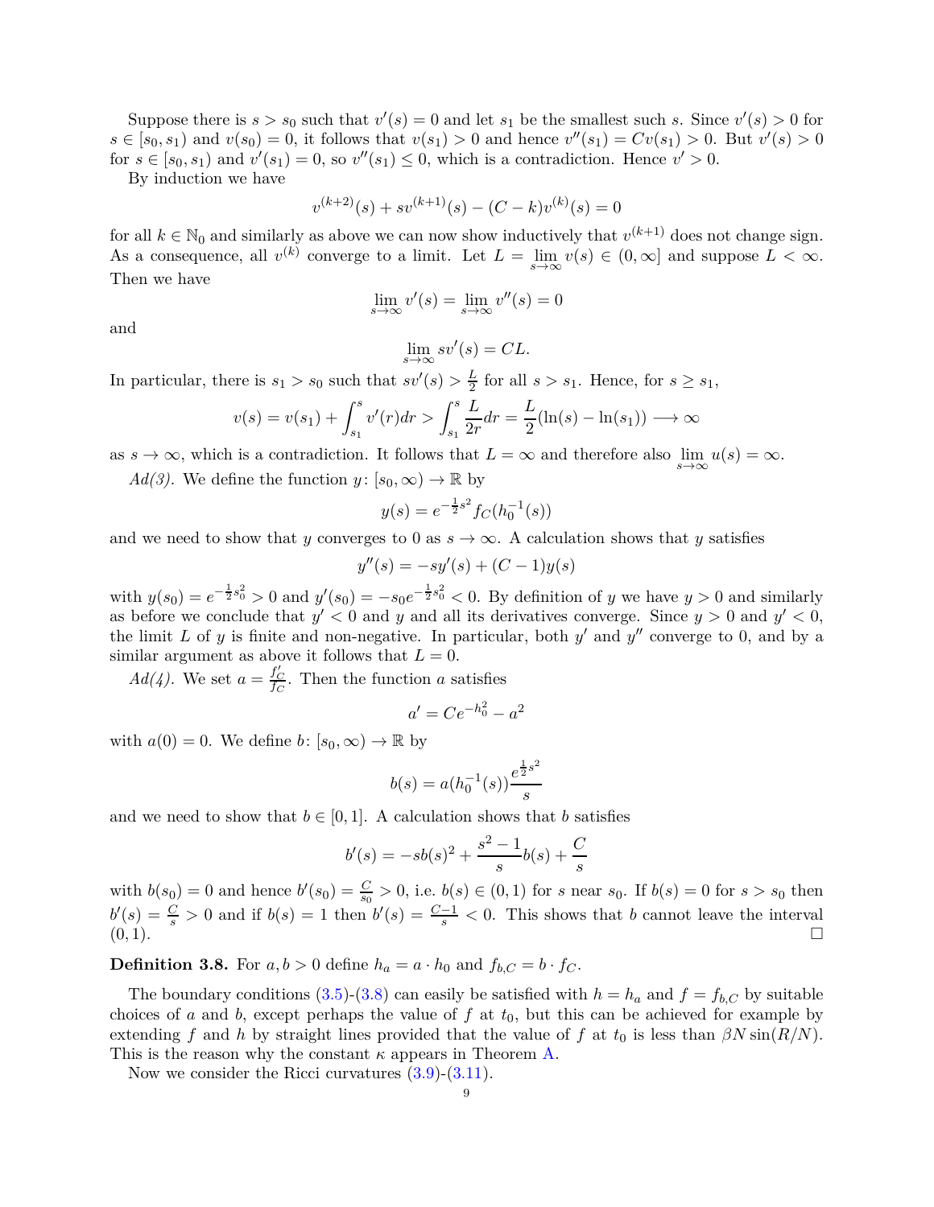Suppose there is $s > s_0$ such that $v'(s) = 0$ and let $s_1$ be the smallest such $s$. Since $v'(s) > 0$ for $s \in [s_0, s_1)$ and $v(s_0) = 0$, it follows that $v(s_1) > 0$ and hence $v''(s_1) = Cv(s_1) > 0$. But $v'(s) > 0$ for $s \in [s_0, s_1)$ and $v'(s_1) = 0$, so $v''(s_1) \leq 0$, which is a contradiction. Hence $v' > 0$.

By induction we have

$$v^{(k+2)}(s) + sv^{(k+1)}(s) - (C-k)v^{(k)}(s) = 0$$

for all $k \in \mathbb{N}_0$ and similarly as above we can now show inductively that $v^{(k+1)}$ does not change sign. As a consequence, all $v^{(k)}$ converge to a limit. Let $L = \lim_{s\to\infty} v(s) \in (0, \infty]$ and suppose $L < \infty$. Then we have

$$\lim_{s\to\infty} v'(s) = \lim_{s\to\infty} v''(s) = 0$$

and

$$\lim_{s\to\infty} sv'(s) = CL.$$

In particular, there is $s_1 > s_0$ such that $sv'(s) > \frac{L}{2}$ for all $s > s_1$. Hence, for $s \geq s_1$,

$$v(s) = v(s_1) + \int_{s_1}^{s} v'(r)dr > \int_{s_1}^{s} \frac{L}{2r}dr = \frac{L}{2}(\ln(s) - \ln(s_1)) \longrightarrow \infty$$

as $s \to \infty$, which is a contradiction. It follows that $L = \infty$ and therefore also $\lim_{s\to\infty} u(s) = \infty$.

*Ad(3).* We define the function $y\colon [s_0, \infty) \to \mathbb{R}$ by

$$y(s) = e^{-\frac{1}{2}s^2} f_C(h_0^{-1}(s))$$

and we need to show that $y$ converges to 0 as $s \to \infty$. A calculation shows that $y$ satisfies

$$y''(s) = -sy'(s) + (C-1)y(s)$$

with $y(s_0) = e^{-\frac{1}{2}s_0^2} > 0$ and $y'(s_0) = -s_0 e^{-\frac{1}{2}s_0^2} < 0$. By definition of $y$ we have $y > 0$ and similarly as before we conclude that $y' < 0$ and $y$ and all its derivatives converge. Since $y > 0$ and $y' < 0$, the limit $L$ of $y$ is finite and non-negative. In particular, both $y'$ and $y''$ converge to 0, and by a similar argument as above it follows that $L = 0$.

*Ad(4).* We set $a = \frac{f_C'}{f_C}$. Then the function $a$ satisfies

$$a' = Ce^{-h_0^2} - a^2$$

with $a(0) = 0$. We define $b\colon [s_0, \infty) \to \mathbb{R}$ by

$$b(s) = a(h_0^{-1}(s))\frac{e^{\frac{1}{2}s^2}}{s}$$

and we need to show that $b \in [0, 1]$. A calculation shows that $b$ satisfies

$$b'(s) = -sb(s)^2 + \frac{s^2-1}{s}b(s) + \frac{C}{s}$$

with $b(s_0) = 0$ and hence $b'(s_0) = \frac{C}{s_0} > 0$, i.e. $b(s) \in (0, 1)$ for $s$ near $s_0$. If $b(s) = 0$ for $s > s_0$ then $b'(s) = \frac{C}{s} > 0$ and if $b(s) = 1$ then $b'(s) = \frac{C-1}{s} < 0$. This shows that $b$ cannot leave the interval $(0, 1)$. $\square$

**Definition 3.8.** For $a, b > 0$ define $h_a = a \cdot h_0$ and $f_{b,C} = b \cdot f_C$.

The boundary conditions (3.5)-(3.8) can easily be satisfied with $h = h_a$ and $f = f_{b,C}$ by suitable choices of $a$ and $b$, except perhaps the value of $f$ at $t_0$, but this can be achieved for example by extending $f$ and $h$ by straight lines provided that the value of $f$ at $t_0$ is less than $\beta N \sin(R/N)$. This is the reason why the constant $\kappa$ appears in Theorem A.

Now we consider the Ricci curvatures (3.9)-(3.11).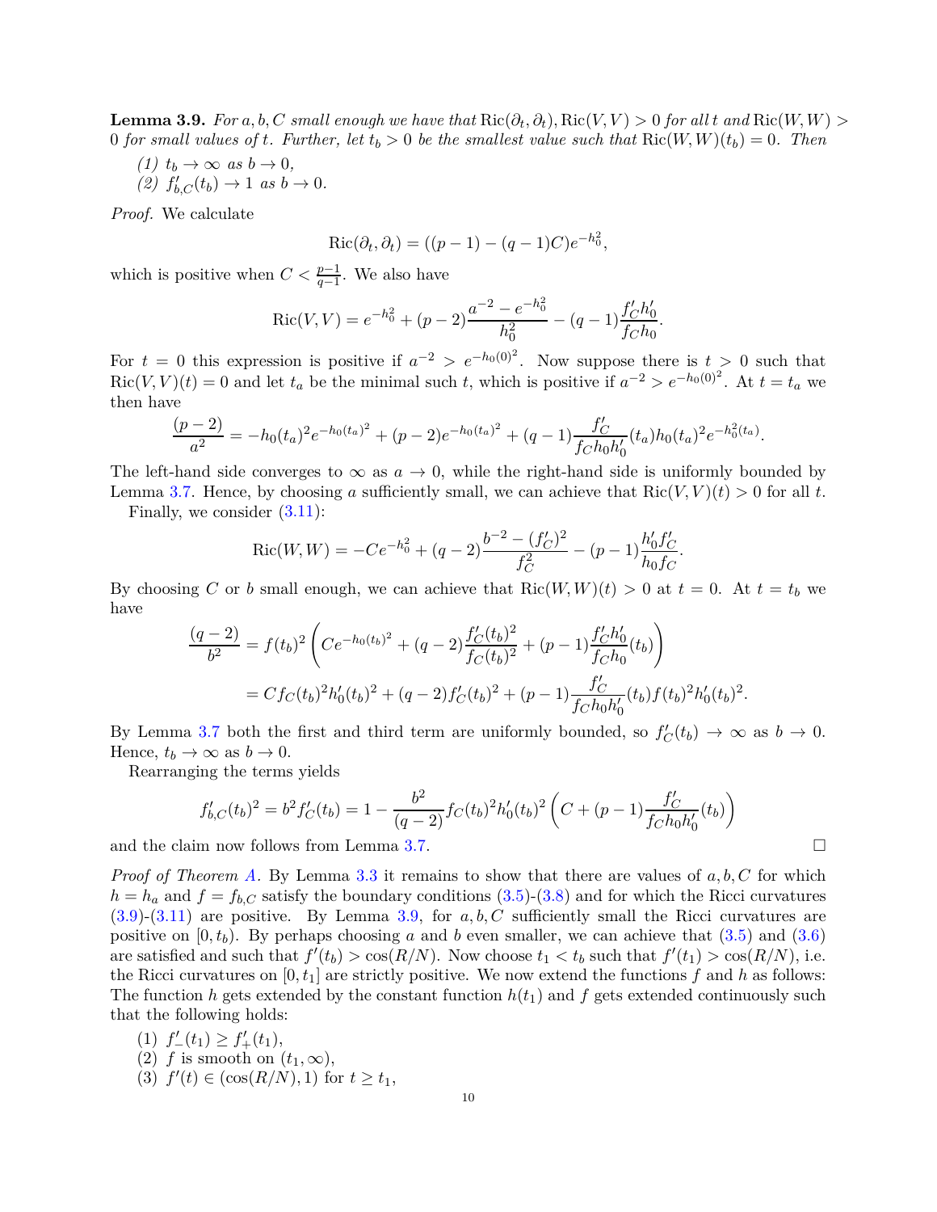**Lemma 3.9.** *For $a, b, C$ small enough we have that $\mathrm{Ric}(\partial_t, \partial_t), \mathrm{Ric}(V,V) > 0$ for all $t$ and $\mathrm{Ric}(W,W) > 0$ for small values of $t$. Further, let $t_b > 0$ be the smallest value such that $\mathrm{Ric}(W,W)(t_b) = 0$. Then*

*(1) $t_b \to \infty$ as $b \to 0$,*
*(2) $f'_{b,C}(t_b) \to 1$ as $b \to 0$.*

*Proof.* We calculate

$$\mathrm{Ric}(\partial_t, \partial_t) = ((p-1) - (q-1)C)e^{-h_0^2},$$

which is positive when $C < \frac{p-1}{q-1}$. We also have

$$\mathrm{Ric}(V,V) = e^{-h_0^2} + (p-2)\frac{a^{-2} - e^{-h_0^2}}{h_0^2} - (q-1)\frac{f'_C h'_0}{f_C h_0}.$$

For $t = 0$ this expression is positive if $a^{-2} > e^{-h_0(0)^2}$. Now suppose there is $t > 0$ such that $\mathrm{Ric}(V,V)(t) = 0$ and let $t_a$ be the minimal such $t$, which is positive if $a^{-2} > e^{-h_0(0)^2}$. At $t = t_a$ we then have

$$\frac{(p-2)}{a^2} = -h_0(t_a)^2 e^{-h_0(t_a)^2} + (p-2)e^{-h_0(t_a)^2} + (q-1)\frac{f'_C}{f_C h_0 h'_0}(t_a) h_0(t_a)^2 e^{-h_0^2(t_a)}.$$

The left-hand side converges to $\infty$ as $a \to 0$, while the right-hand side is uniformly bounded by Lemma 3.7. Hence, by choosing $a$ sufficiently small, we can achieve that $\mathrm{Ric}(V,V)(t) > 0$ for all $t$.

Finally, we consider (3.11):

$$\mathrm{Ric}(W,W) = -Ce^{-h_0^2} + (q-2)\frac{b^{-2} - (f'_C)^2}{f_C^2} - (p-1)\frac{h'_0 f'_C}{h_0 f_C}.$$

By choosing $C$ or $b$ small enough, we can achieve that $\mathrm{Ric}(W,W)(t) > 0$ at $t = 0$. At $t = t_b$ we have

$$\begin{aligned}
\frac{(q-2)}{b^2} &= f(t_b)^2 \left( Ce^{-h_0(t_b)^2} + (q-2)\frac{f'_C(t_b)^2}{f_C(t_b)^2} + (p-1)\frac{f'_C h'_0}{f_C h_0}(t_b) \right) \\
&= C f_C(t_b)^2 h'_0(t_b)^2 + (q-2) f'_C(t_b)^2 + (p-1)\frac{f'_C}{f_C h_0 h'_0}(t_b) f(t_b)^2 h'_0(t_b)^2.
\end{aligned}$$

By Lemma 3.7 both the first and third term are uniformly bounded, so $f'_C(t_b) \to \infty$ as $b \to 0$. Hence, $t_b \to \infty$ as $b \to 0$.

Rearranging the terms yields

$$f'_{b,C}(t_b)^2 = b^2 f'_C(t_b) = 1 - \frac{b^2}{(q-2)} f_C(t_b)^2 h'_0(t_b)^2 \left( C + (p-1)\frac{f'_C}{f_C h_0 h'_0}(t_b) \right)$$

and the claim now follows from Lemma 3.7. $\square$

*Proof of Theorem A.* By Lemma 3.3 it remains to show that there are values of $a, b, C$ for which $h = h_a$ and $f = f_{b,C}$ satisfy the boundary conditions (3.5)-(3.8) and for which the Ricci curvatures (3.9)-(3.11) are positive. By Lemma 3.9, for $a, b, C$ sufficiently small the Ricci curvatures are positive on $[0, t_b)$. By perhaps choosing $a$ and $b$ even smaller, we can achieve that (3.5) and (3.6) are satisfied and such that $f'(t_b) > \cos(R/N)$. Now choose $t_1 < t_b$ such that $f'(t_1) > \cos(R/N)$, i.e. the Ricci curvatures on $[0, t_1]$ are strictly positive. We now extend the functions $f$ and $h$ as follows: The function $h$ gets extended by the constant function $h(t_1)$ and $f$ gets extended continuously such that the following holds:

(1) $f'_-(t_1) \geq f'_+(t_1)$,
(2) $f$ is smooth on $(t_1, \infty)$,
(3) $f'(t) \in (\cos(R/N), 1)$ for $t \geq t_1$,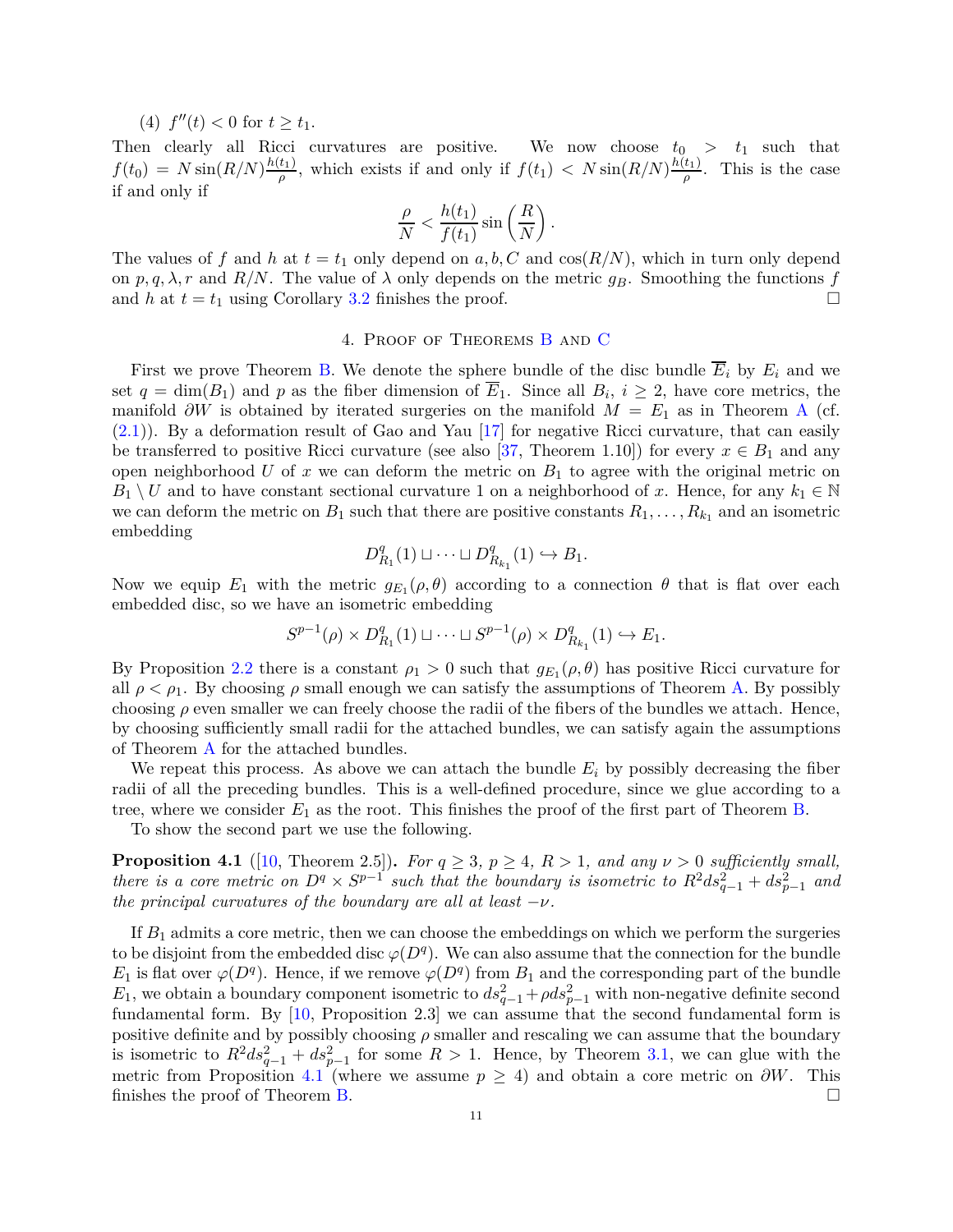(4) $f''(t) < 0$ for $t \geq t_1$.

Then clearly all Ricci curvatures are positive. We now choose $t_0 > t_1$ such that $f(t_0) = N \sin(R/N)\frac{h(t_1)}{\rho}$, which exists if and only if $f(t_1) < N \sin(R/N)\frac{h(t_1)}{\rho}$. This is the case if and only if

$$\frac{\rho}{N} < \frac{h(t_1)}{f(t_1)} \sin\left(\frac{R}{N}\right).$$

The values of $f$ and $h$ at $t = t_1$ only depend on $a, b, C$ and $\cos(R/N)$, which in turn only depend on $p, q, \lambda, r$ and $R/N$. The value of $\lambda$ only depends on the metric $g_B$. Smoothing the functions $f$ and $h$ at $t = t_1$ using Corollary 3.2 finishes the proof. □

## 4. Proof of Theorems B and C

First we prove Theorem B. We denote the sphere bundle of the disc bundle $\overline{E}_i$ by $E_i$ and we set $q = \dim(B_1)$ and $p$ as the fiber dimension of $\overline{E}_1$. Since all $B_i$, $i \geq 2$, have core metrics, the manifold $\partial W$ is obtained by iterated surgeries on the manifold $M = E_1$ as in Theorem A (cf. (2.1)). By a deformation result of Gao and Yau [17] for negative Ricci curvature, that can easily be transferred to positive Ricci curvature (see also [37, Theorem 1.10]) for every $x \in B_1$ and any open neighborhood $U$ of $x$ we can deform the metric on $B_1$ to agree with the original metric on $B_1 \setminus U$ and to have constant sectional curvature 1 on a neighborhood of $x$. Hence, for any $k_1 \in \mathbb{N}$ we can deform the metric on $B_1$ such that there are positive constants $R_1, \ldots, R_{k_1}$ and an isometric embedding

$$D^q_{R_1}(1) \sqcup \cdots \sqcup D^q_{R_{k_1}}(1) \hookrightarrow B_1.$$

Now we equip $E_1$ with the metric $g_{E_1}(\rho, \theta)$ according to a connection $\theta$ that is flat over each embedded disc, so we have an isometric embedding

$$S^{p-1}(\rho) \times D^q_{R_1}(1) \sqcup \cdots \sqcup S^{p-1}(\rho) \times D^q_{R_{k_1}}(1) \hookrightarrow E_1.$$

By Proposition 2.2 there is a constant $\rho_1 > 0$ such that $g_{E_1}(\rho, \theta)$ has positive Ricci curvature for all $\rho < \rho_1$. By choosing $\rho$ small enough we can satisfy the assumptions of Theorem A. By possibly choosing $\rho$ even smaller we can freely choose the radii of the fibers of the bundles we attach. Hence, by choosing sufficiently small radii for the attached bundles, we can satisfy again the assumptions of Theorem A for the attached bundles.

We repeat this process. As above we can attach the bundle $E_i$ by possibly decreasing the fiber radii of all the preceding bundles. This is a well-defined procedure, since we glue according to a tree, where we consider $E_1$ as the root. This finishes the proof of the first part of Theorem B.

To show the second part we use the following.

**Proposition 4.1** ([10, Theorem 2.5])**.** *For $q \geq 3$, $p \geq 4$, $R > 1$, and any $\nu > 0$ sufficiently small, there is a core metric on $D^q \times S^{p-1}$ such that the boundary is isometric to $R^2 ds^2_{q-1} + ds^2_{p-1}$ and the principal curvatures of the boundary are all at least $-\nu$.*

If $B_1$ admits a core metric, then we can choose the embeddings on which we perform the surgeries to be disjoint from the embedded disc $\varphi(D^q)$. We can also assume that the connection for the bundle $E_1$ is flat over $\varphi(D^q)$. Hence, if we remove $\varphi(D^q)$ from $B_1$ and the corresponding part of the bundle $E_1$, we obtain a boundary component isometric to $ds^2_{q-1} + \rho ds^2_{p-1}$ with non-negative definite second fundamental form. By [10, Proposition 2.3] we can assume that the second fundamental form is positive definite and by possibly choosing $\rho$ smaller and rescaling we can assume that the boundary is isometric to $R^2 ds^2_{q-1} + ds^2_{p-1}$ for some $R > 1$. Hence, by Theorem 3.1, we can glue with the metric from Proposition 4.1 (where we assume $p \geq 4$) and obtain a core metric on $\partial W$. This finishes the proof of Theorem B. □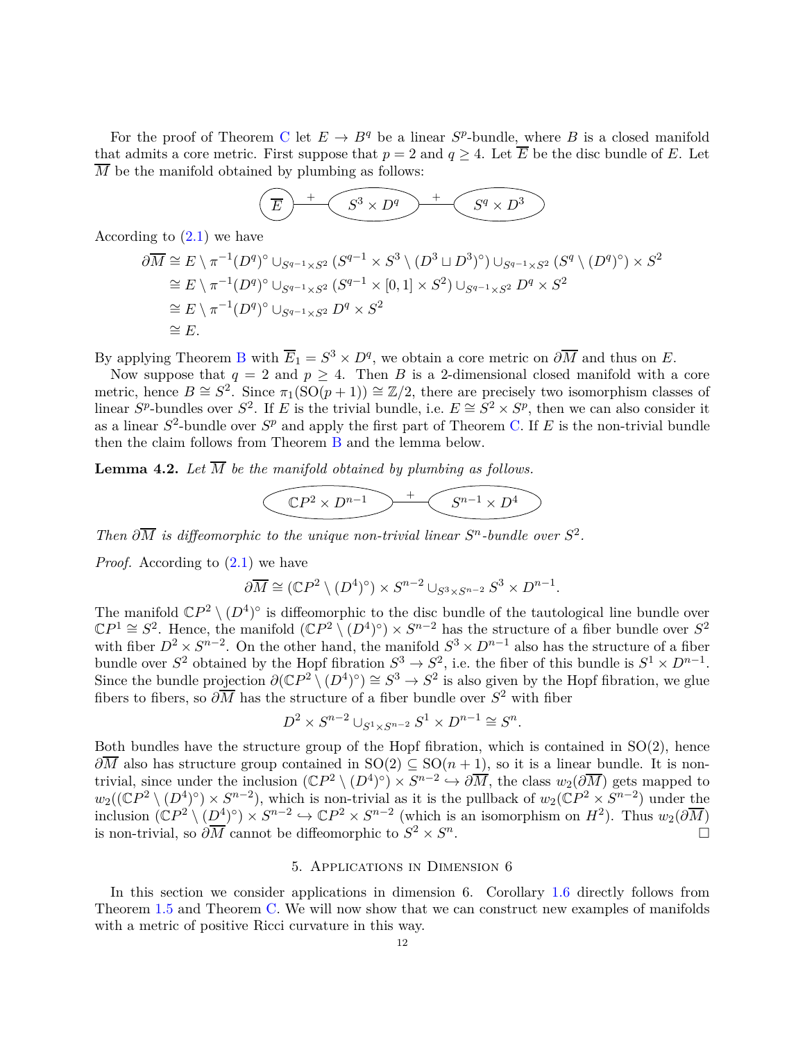For the proof of Theorem C let $E \to B^q$ be a linear $S^p$-bundle, where $B$ is a closed manifold that admits a core metric. First suppose that $p = 2$ and $q \geq 4$. Let $\overline{E}$ be the disc bundle of $E$. Let $\overline{M}$ be the manifold obtained by plumbing as follows:

$$\overline{E} \overset{+}{\text{———}} S^3 \times D^q \overset{+}{\text{———}} S^q \times D^3$$

According to (2.1) we have

$$\begin{aligned}
\partial\overline{M} &\cong E \setminus \pi^{-1}(D^q)^\circ \cup_{S^{q-1}\times S^2} (S^{q-1} \times S^3 \setminus (D^3 \sqcup D^3)^\circ) \cup_{S^{q-1}\times S^2} (S^q \setminus (D^q)^\circ) \times S^2 \\
&\cong E \setminus \pi^{-1}(D^q)^\circ \cup_{S^{q-1}\times S^2} (S^{q-1} \times [0,1] \times S^2) \cup_{S^{q-1}\times S^2} D^q \times S^2 \\
&\cong E \setminus \pi^{-1}(D^q)^\circ \cup_{S^{q-1}\times S^2} D^q \times S^2 \\
&\cong E.
\end{aligned}$$

By applying Theorem B with $\overline{E}_1 = S^3 \times D^q$, we obtain a core metric on $\partial\overline{M}$ and thus on $E$.

Now suppose that $q = 2$ and $p \geq 4$. Then $B$ is a 2-dimensional closed manifold with a core metric, hence $B \cong S^2$. Since $\pi_1(\mathrm{SO}(p+1)) \cong \mathbb{Z}/2$, there are precisely two isomorphism classes of linear $S^p$-bundles over $S^2$. If $E$ is the trivial bundle, i.e. $E \cong S^2 \times S^p$, then we can also consider it as a linear $S^2$-bundle over $S^p$ and apply the first part of Theorem C. If $E$ is the non-trivial bundle then the claim follows from Theorem B and the lemma below.

**Lemma 4.2.** *Let $\overline{M}$ be the manifold obtained by plumbing as follows.*

$$\mathbb{C}P^2 \times D^{n-1} \overset{+}{\text{———}} S^{n-1} \times D^4$$

*Then $\partial\overline{M}$ is diffeomorphic to the unique non-trivial linear $S^n$-bundle over $S^2$.*

*Proof.* According to (2.1) we have

$$\partial\overline{M} \cong (\mathbb{C}P^2 \setminus (D^4)^\circ) \times S^{n-2} \cup_{S^3\times S^{n-2}} S^3 \times D^{n-1}.$$

The manifold $\mathbb{C}P^2 \setminus (D^4)^\circ$ is diffeomorphic to the disc bundle of the tautological line bundle over $\mathbb{C}P^1 \cong S^2$. Hence, the manifold $(\mathbb{C}P^2 \setminus (D^4)^\circ) \times S^{n-2}$ has the structure of a fiber bundle over $S^2$ with fiber $D^2 \times S^{n-2}$. On the other hand, the manifold $S^3 \times D^{n-1}$ also has the structure of a fiber bundle over $S^2$ obtained by the Hopf fibration $S^3 \to S^2$, i.e. the fiber of this bundle is $S^1 \times D^{n-1}$. Since the bundle projection $\partial(\mathbb{C}P^2 \setminus (D^4)^\circ) \cong S^3 \to S^2$ is also given by the Hopf fibration, we glue fibers to fibers, so $\partial\overline{M}$ has the structure of a fiber bundle over $S^2$ with fiber

$$D^2 \times S^{n-2} \cup_{S^1\times S^{n-2}} S^1 \times D^{n-1} \cong S^n.$$

Both bundles have the structure group of the Hopf fibration, which is contained in $\mathrm{SO}(2)$, hence $\partial\overline{M}$ also has structure group contained in $\mathrm{SO}(2) \subseteq \mathrm{SO}(n+1)$, so it is a linear bundle. It is non-trivial, since under the inclusion $(\mathbb{C}P^2 \setminus (D^4)^\circ) \times S^{n-2} \hookrightarrow \partial\overline{M}$, the class $w_2(\partial\overline{M})$ gets mapped to $w_2((\mathbb{C}P^2 \setminus (D^4)^\circ) \times S^{n-2})$, which is non-trivial as it is the pullback of $w_2(\mathbb{C}P^2 \times S^{n-2})$ under the inclusion $(\mathbb{C}P^2 \setminus (D^4)^\circ) \times S^{n-2} \hookrightarrow \mathbb{C}P^2 \times S^{n-2}$ (which is an isomorphism on $H^2$). Thus $w_2(\partial\overline{M})$ is non-trivial, so $\partial\overline{M}$ cannot be diffeomorphic to $S^2 \times S^n$. $\square$

## 5. Applications in Dimension 6

In this section we consider applications in dimension 6. Corollary 1.6 directly follows from Theorem 1.5 and Theorem C. We will now show that we can construct new examples of manifolds with a metric of positive Ricci curvature in this way.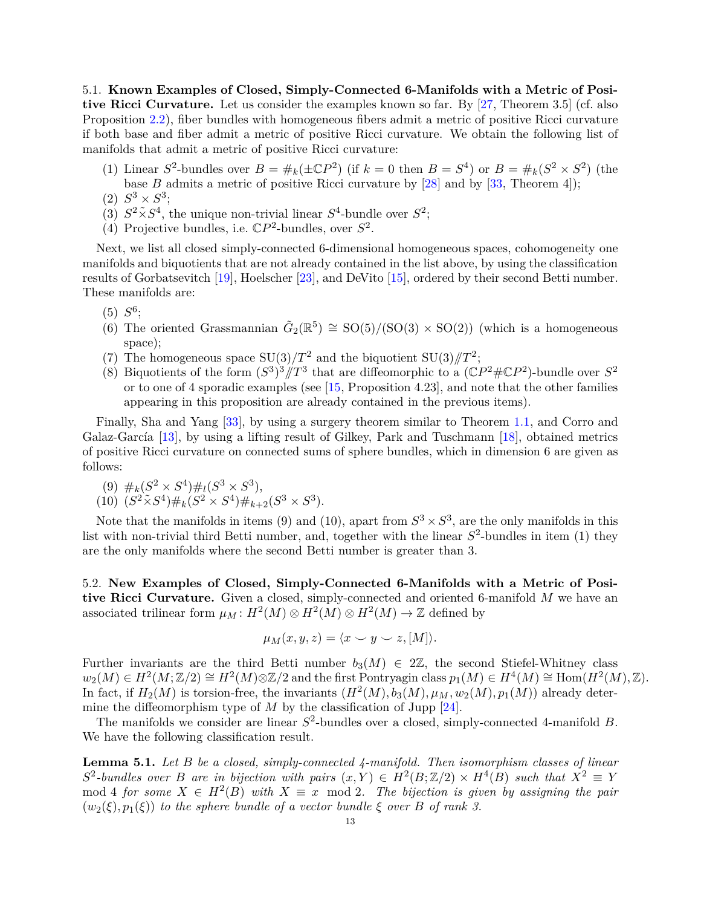5.1. **Known Examples of Closed, Simply-Connected 6-Manifolds with a Metric of Positive Ricci Curvature.** Let us consider the examples known so far. By [27, Theorem 3.5] (cf. also Proposition 2.2), fiber bundles with homogeneous fibers admit a metric of positive Ricci curvature if both base and fiber admit a metric of positive Ricci curvature. We obtain the following list of manifolds that admit a metric of positive Ricci curvature:

1. Linear $S^2$-bundles over $B = \#_k(\pm\mathbb{C}P^2)$ (if $k = 0$ then $B = S^4$) or $B = \#_k(S^2 \times S^2)$ (the base $B$ admits a metric of positive Ricci curvature by [28] and by [33, Theorem 4]);
2. $S^3 \times S^3$;
3. $S^2 \tilde{\times} S^4$, the unique non-trivial linear $S^4$-bundle over $S^2$;
4. Projective bundles, i.e. $\mathbb{C}P^2$-bundles, over $S^2$.

Next, we list all closed simply-connected 6-dimensional homogeneous spaces, cohomogeneity one manifolds and biquotients that are not already contained in the list above, by using the classification results of Gorbatsevitch [19], Hoelscher [23], and DeVito [15], ordered by their second Betti number. These manifolds are:

5. $S^6$;
6. The oriented Grassmannian $\tilde{G}_2(\mathbb{R}^5) \cong \mathrm{SO}(5)/(\mathrm{SO}(3) \times \mathrm{SO}(2))$ (which is a homogeneous space);
7. The homogeneous space $\mathrm{SU}(3)/T^2$ and the biquotient $\mathrm{SU}(3)/\!\!/T^2$;
8. Biquotients of the form $(S^3)^3/\!\!/T^3$ that are diffeomorphic to a $(\mathbb{C}P^2 \# \mathbb{C}P^2)$-bundle over $S^2$ or to one of 4 sporadic examples (see [15, Proposition 4.23], and note that the other families appearing in this proposition are already contained in the previous items).

Finally, Sha and Yang [33], by using a surgery theorem similar to Theorem 1.1, and Corro and Galaz-García [13], by using a lifting result of Gilkey, Park and Tuschmann [18], obtained metrics of positive Ricci curvature on connected sums of sphere bundles, which in dimension 6 are given as follows:

9. $\#_k(S^2 \times S^4) \#_l (S^3 \times S^3)$,
10. $(S^2 \tilde{\times} S^4) \#_k (S^2 \times S^4) \#_{k+2} (S^3 \times S^3)$.

Note that the manifolds in items (9) and (10), apart from $S^3 \times S^3$, are the only manifolds in this list with non-trivial third Betti number, and, together with the linear $S^2$-bundles in item (1) they are the only manifolds where the second Betti number is greater than 3.

5.2. **New Examples of Closed, Simply-Connected 6-Manifolds with a Metric of Positive Ricci Curvature.** Given a closed, simply-connected and oriented 6-manifold $M$ we have an associated trilinear form $\mu_M : H^2(M) \otimes H^2(M) \otimes H^2(M) \to \mathbb{Z}$ defined by

$$\mu_M(x, y, z) = \langle x \smile y \smile z, [M] \rangle.$$

Further invariants are the third Betti number $b_3(M) \in 2\mathbb{Z}$, the second Stiefel-Whitney class $w_2(M) \in H^2(M; \mathbb{Z}/2) \cong H^2(M) \otimes \mathbb{Z}/2$ and the first Pontryagin class $p_1(M) \in H^4(M) \cong \mathrm{Hom}(H^2(M), \mathbb{Z})$. In fact, if $H_2(M)$ is torsion-free, the invariants $(H^2(M), b_3(M), \mu_M, w_2(M), p_1(M))$ already determine the diffeomorphism type of $M$ by the classification of Jupp [24].

The manifolds we consider are linear $S^2$-bundles over a closed, simply-connected 4-manifold $B$. We have the following classification result.

**Lemma 5.1.** *Let $B$ be a closed, simply-connected 4-manifold. Then isomorphism classes of linear $S^2$-bundles over $B$ are in bijection with pairs $(x, Y) \in H^2(B; \mathbb{Z}/2) \times H^4(B)$ such that $X^2 \equiv Y \mod 4$ for some $X \in H^2(B)$ with $X \equiv x \mod 2$. The bijection is given by assigning the pair $(w_2(\xi), p_1(\xi))$ to the sphere bundle of a vector bundle $\xi$ over $B$ of rank 3.*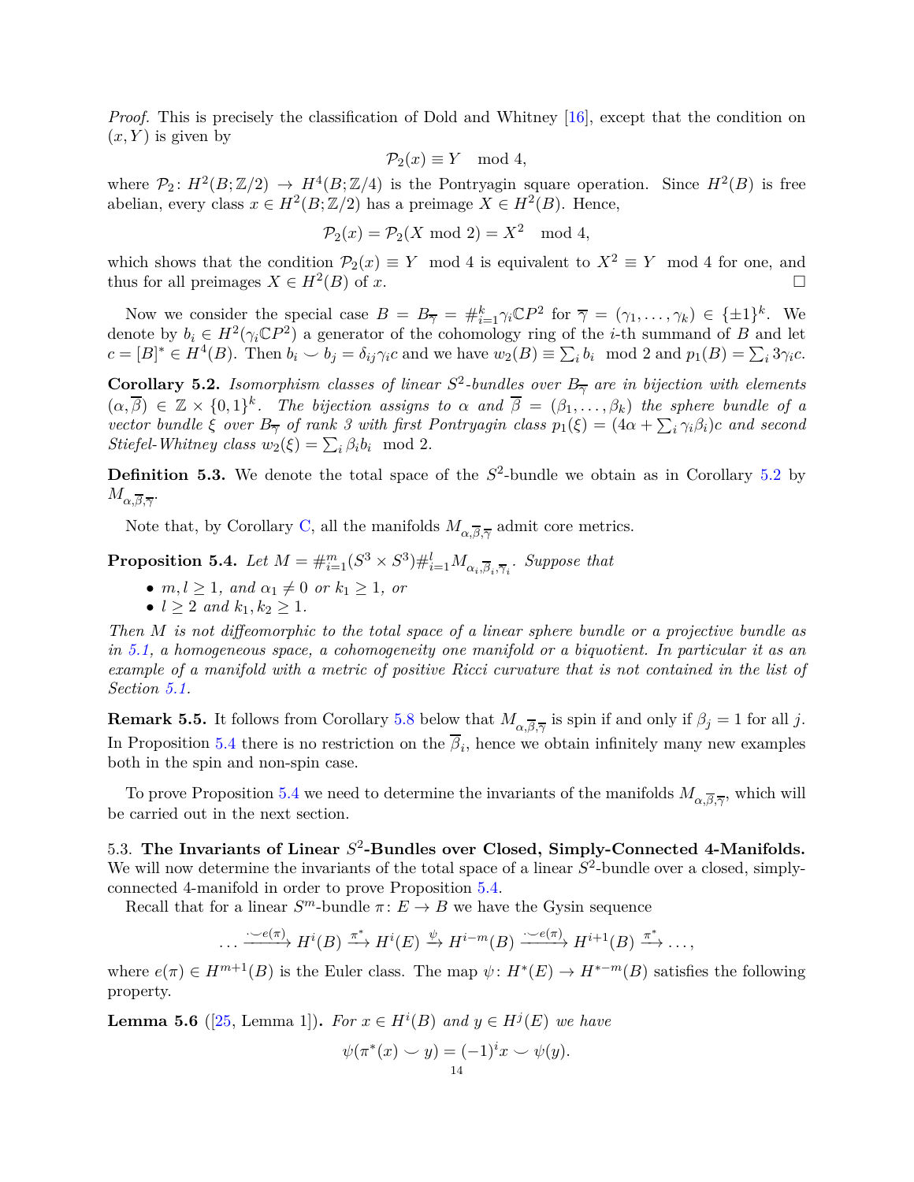*Proof.* This is precisely the classification of Dold and Whitney [16], except that the condition on $(x, Y)$ is given by

$$\mathcal{P}_2(x) \equiv Y \mod 4,$$

where $\mathcal{P}_2 \colon H^2(B;\mathbb{Z}/2) \to H^4(B;\mathbb{Z}/4)$ is the Pontryagin square operation. Since $H^2(B)$ is free abelian, every class $x \in H^2(B;\mathbb{Z}/2)$ has a preimage $X \in H^2(B)$. Hence,

$$\mathcal{P}_2(x) = \mathcal{P}_2(X \bmod 2) = X^2 \mod 4,$$

which shows that the condition $\mathcal{P}_2(x) \equiv Y \mod 4$ is equivalent to $X^2 \equiv Y \mod 4$ for one, and thus for all preimages $X \in H^2(B)$ of $x$. □

Now we consider the special case $B = B_{\overline{\gamma}} = \#_{i=1}^k \gamma_i \mathbb{C}P^2$ for $\overline{\gamma} = (\gamma_1, \dots, \gamma_k) \in \{\pm 1\}^k$. We denote by $b_i \in H^2(\gamma_i \mathbb{C}P^2)$ a generator of the cohomology ring of the $i$-th summand of $B$ and let $c = [B]^* \in H^4(B)$. Then $b_i \smile b_j = \delta_{ij}\gamma_i c$ and we have $w_2(B) \equiv \sum_i b_i \mod 2$ and $p_1(B) = \sum_i 3\gamma_i c$.

**Corollary 5.2.** *Isomorphism classes of linear $S^2$-bundles over $B_{\overline{\gamma}}$ are in bijection with elements $(\alpha, \overline{\beta}) \in \mathbb{Z} \times \{0,1\}^k$. The bijection assigns to $\alpha$ and $\overline{\beta} = (\beta_1, \dots, \beta_k)$ the sphere bundle of a vector bundle $\xi$ over $B_{\overline{\gamma}}$ of rank 3 with first Pontryagin class $p_1(\xi) = (4\alpha + \sum_i \gamma_i \beta_i)c$ and second Stiefel-Whitney class $w_2(\xi) = \sum_i \beta_i b_i \mod 2$.*

**Definition 5.3.** We denote the total space of the $S^2$-bundle we obtain as in Corollary 5.2 by $M_{\alpha,\overline{\beta},\overline{\gamma}}$.

Note that, by Corollary C, all the manifolds $M_{\alpha,\overline{\beta},\overline{\gamma}}$ admit core metrics.

**Proposition 5.4.** *Let $M = \#_{i=1}^m (S^3 \times S^3) \#_{i=1}^l M_{\alpha_i,\overline{\beta}_i,\overline{\gamma}_i}$. Suppose that*

- *$m, l \geq 1$, and $\alpha_1 \neq 0$ or $k_1 \geq 1$, or*
- *$l \geq 2$ and $k_1, k_2 \geq 1$.*

*Then $M$ is not diffeomorphic to the total space of a linear sphere bundle or a projective bundle as in 5.1, a homogeneous space, a cohomogeneity one manifold or a biquotient. In particular it as an example of a manifold with a metric of positive Ricci curvature that is not contained in the list of Section 5.1.*

**Remark 5.5.** It follows from Corollary 5.8 below that $M_{\alpha,\overline{\beta},\overline{\gamma}}$ is spin if and only if $\beta_j = 1$ for all $j$. In Proposition 5.4 there is no restriction on the $\overline{\beta}_i$, hence we obtain infinitely many new examples both in the spin and non-spin case.

To prove Proposition 5.4 we need to determine the invariants of the manifolds $M_{\alpha,\overline{\beta},\overline{\gamma}}$, which will be carried out in the next section.

5.3. **The Invariants of Linear $S^2$-Bundles over Closed, Simply-Connected 4-Manifolds.** We will now determine the invariants of the total space of a linear $S^2$-bundle over a closed, simply-connected 4-manifold in order to prove Proposition 5.4.

Recall that for a linear $S^m$-bundle $\pi \colon E \to B$ we have the Gysin sequence

$$\dots \xrightarrow{\cdot \smile e(\pi)} H^i(B) \xrightarrow{\pi^*} H^i(E) \xrightarrow{\psi} H^{i-m}(B) \xrightarrow{\cdot \smile e(\pi)} H^{i+1}(B) \xrightarrow{\pi^*} \dots,$$

where $e(\pi) \in H^{m+1}(B)$ is the Euler class. The map $\psi \colon H^*(E) \to H^{*-m}(B)$ satisfies the following property.

**Lemma 5.6** ([25, Lemma 1]). *For $x \in H^i(B)$ and $y \in H^j(E)$ we have*

$$\psi(\pi^*(x) \smile y) = (-1)^i x \smile \psi(y).$$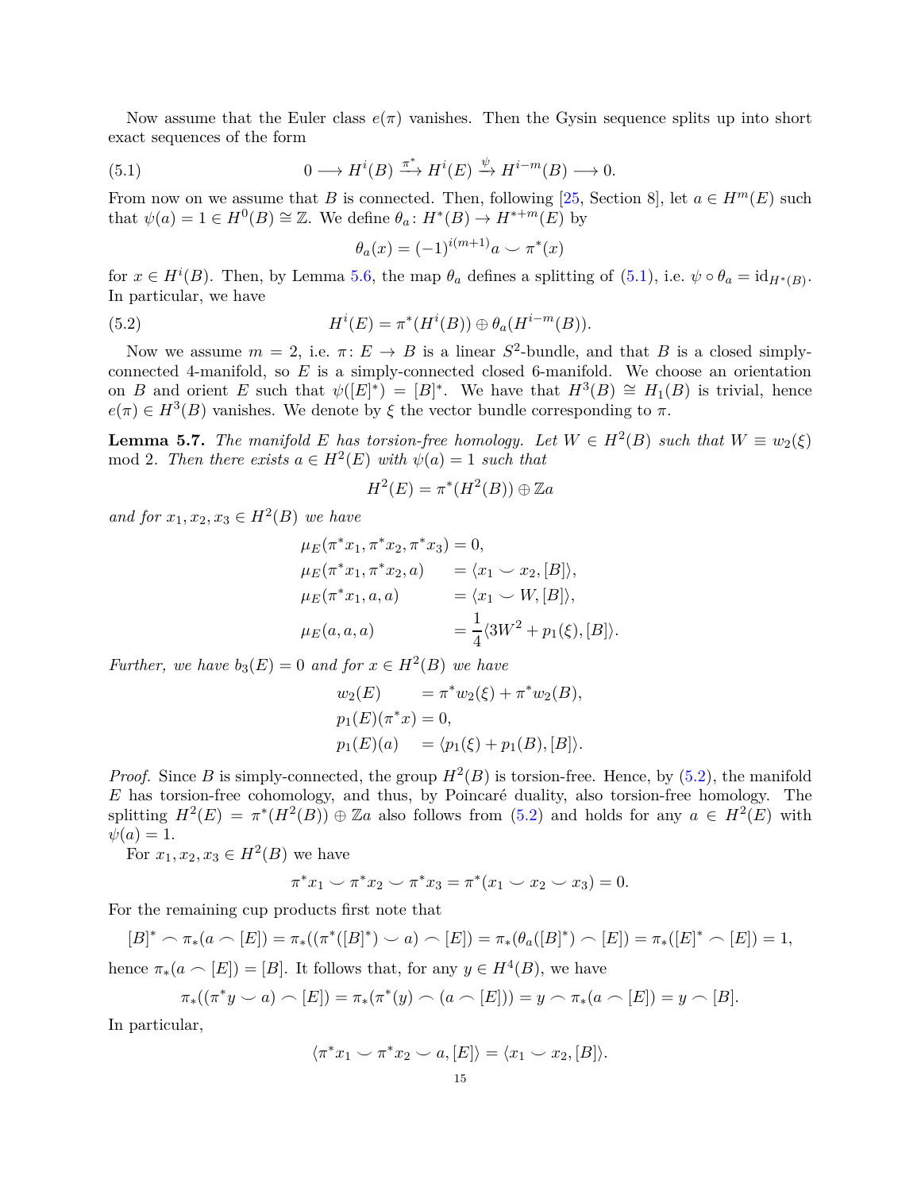Now assume that the Euler class $e(\pi)$ vanishes. Then the Gysin sequence splits up into short exact sequences of the form

$$0 \longrightarrow H^i(B) \xrightarrow{\pi^*} H^i(E) \xrightarrow{\psi} H^{i-m}(B) \longrightarrow 0. \tag{5.1}$$

From now on we assume that $B$ is connected. Then, following [25, Section 8], let $a \in H^m(E)$ such that $\psi(a) = 1 \in H^0(B) \cong \mathbb{Z}$. We define $\theta_a \colon H^*(B) \to H^{*+m}(E)$ by

$$\theta_a(x) = (-1)^{i(m+1)} a \smile \pi^*(x)$$

for $x \in H^i(B)$. Then, by Lemma 5.6, the map $\theta_a$ defines a splitting of (5.1), i.e. $\psi \circ \theta_a = \mathrm{id}_{H^*(B)}$. In particular, we have

$$H^i(E) = \pi^*(H^i(B)) \oplus \theta_a(H^{i-m}(B)). \tag{5.2}$$

Now we assume $m = 2$, i.e. $\pi \colon E \to B$ is a linear $S^2$-bundle, and that $B$ is a closed simply-connected 4-manifold, so $E$ is a simply-connected closed 6-manifold. We choose an orientation on $B$ and orient $E$ such that $\psi([E]^*) = [B]^*$. We have that $H^3(B) \cong H_1(B)$ is trivial, hence $e(\pi) \in H^3(B)$ vanishes. We denote by $\xi$ the vector bundle corresponding to $\pi$.

**Lemma 5.7.** *The manifold $E$ has torsion-free homology. Let $W \in H^2(B)$ such that $W \equiv w_2(\xi)$ mod 2. Then there exists $a \in H^2(E)$ with $\psi(a) = 1$ such that*

$$H^2(E) = \pi^*(H^2(B)) \oplus \mathbb{Z}a$$

*and for $x_1, x_2, x_3 \in H^2(B)$ we have*

$$\begin{aligned}
\mu_E(\pi^* x_1, \pi^* x_2, \pi^* x_3) &= 0, \\
\mu_E(\pi^* x_1, \pi^* x_2, a) &= \langle x_1 \smile x_2, [B] \rangle, \\
\mu_E(\pi^* x_1, a, a) &= \langle x_1 \smile W, [B] \rangle, \\
\mu_E(a, a, a) &= \frac{1}{4} \langle 3W^2 + p_1(\xi), [B] \rangle.
\end{aligned}$$

*Further, we have $b_3(E) = 0$ and for $x \in H^2(B)$ we have*

$$\begin{aligned}
w_2(E) &= \pi^* w_2(\xi) + \pi^* w_2(B), \\
p_1(E)(\pi^* x) &= 0, \\
p_1(E)(a) &= \langle p_1(\xi) + p_1(B), [B] \rangle.
\end{aligned}$$

*Proof.* Since $B$ is simply-connected, the group $H^2(B)$ is torsion-free. Hence, by (5.2), the manifold $E$ has torsion-free cohomology, and thus, by Poincaré duality, also torsion-free homology. The splitting $H^2(E) = \pi^*(H^2(B)) \oplus \mathbb{Z}a$ also follows from (5.2) and holds for any $a \in H^2(E)$ with $\psi(a) = 1$.

For $x_1, x_2, x_3 \in H^2(B)$ we have

$$\pi^* x_1 \smile \pi^* x_2 \smile \pi^* x_3 = \pi^*(x_1 \smile x_2 \smile x_3) = 0.$$

For the remaining cup products first note that

$$[B]^* \frown \pi_*(a \frown [E]) = \pi_*((\pi^*([B]^*) \smile a) \frown [E]) = \pi_*(\theta_a([B]^*) \frown [E]) = \pi_*([E]^* \frown [E]) = 1,$$

hence $\pi_*(a \frown [E]) = [B]$. It follows that, for any $y \in H^4(B)$, we have

$$\pi_*((\pi^* y \smile a) \frown [E]) = \pi_*(\pi^*(y) \frown (a \frown [E])) = y \frown \pi_*(a \frown [E]) = y \frown [B].$$

In particular,

$$\langle \pi^* x_1 \smile \pi^* x_2 \smile a, [E] \rangle = \langle x_1 \smile x_2, [B] \rangle.$$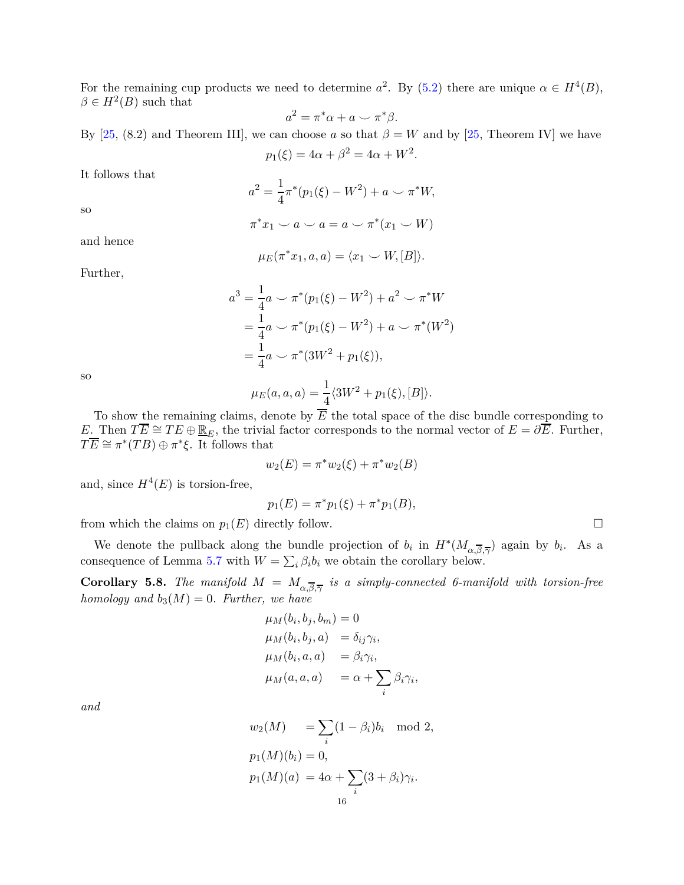For the remaining cup products we need to determine $a^2$. By (5.2) there are unique $\alpha \in H^4(B)$, $\beta \in H^2(B)$ such that

$$a^2 = \pi^*\alpha + a \smile \pi^*\beta.$$

By [25, (8.2) and Theorem III], we can choose $a$ so that $\beta = W$ and by [25, Theorem IV] we have

$$p_1(\xi) = 4\alpha + \beta^2 = 4\alpha + W^2.$$

It follows that

$$a^2 = \frac{1}{4}\pi^*(p_1(\xi) - W^2) + a \smile \pi^* W,$$

so

$$\pi^* x_1 \smile a \smile a = a \smile \pi^*(x_1 \smile W)$$

and hence

$$\mu_E(\pi^* x_1, a, a) = \langle x_1 \smile W, [B] \rangle.$$

Further,

$$\begin{aligned}
a^3 &= \frac{1}{4} a \smile \pi^*(p_1(\xi) - W^2) + a^2 \smile \pi^* W \\
&= \frac{1}{4} a \smile \pi^*(p_1(\xi) - W^2) + a \smile \pi^*(W^2) \\
&= \frac{1}{4} a \smile \pi^*(3W^2 + p_1(\xi)),
\end{aligned}$$

so

$$\mu_E(a, a, a) = \frac{1}{4}\langle 3W^2 + p_1(\xi), [B] \rangle.$$

To show the remaining claims, denote by $\overline{E}$ the total space of the disc bundle corresponding to $E$. Then $T\overline{E} \cong TE \oplus \underline{\mathbb{R}}_E$, the trivial factor corresponds to the normal vector of $E = \partial \overline{E}$. Further, $T\overline{E} \cong \pi^*(TB) \oplus \pi^*\xi$. It follows that

$$w_2(E) = \pi^* w_2(\xi) + \pi^* w_2(B)$$

and, since $H^4(E)$ is torsion-free,

$$p_1(E) = \pi^* p_1(\xi) + \pi^* p_1(B),$$

from which the claims on $p_1(E)$ directly follow. $\square$

We denote the pullback along the bundle projection of $b_i$ in $H^*(M_{\alpha,\overline{\beta},\overline{\gamma}})$ again by $b_i$. As a consequence of Lemma 5.7 with $W = \sum_i \beta_i b_i$ we obtain the corollary below.

**Corollary 5.8.** *The manifold $M = M_{\alpha,\overline{\beta},\overline{\gamma}}$ is a simply-connected 6-manifold with torsion-free homology and $b_3(M) = 0$. Further, we have*

$$\begin{aligned}
\mu_M(b_i, b_j, b_m) &= 0 \\
\mu_M(b_i, b_j, a) &= \delta_{ij}\gamma_i, \\
\mu_M(b_i, a, a) &= \beta_i \gamma_i, \\
\mu_M(a, a, a) &= \alpha + \sum_i \beta_i \gamma_i,
\end{aligned}$$

*and*

$$\begin{aligned}
w_2(M) &= \sum_i (1 - \beta_i) b_i \mod 2, \\
p_1(M)(b_i) &= 0, \\
p_1(M)(a) &= 4\alpha + \sum_i (3 + \beta_i)\gamma_i.
\end{aligned}$$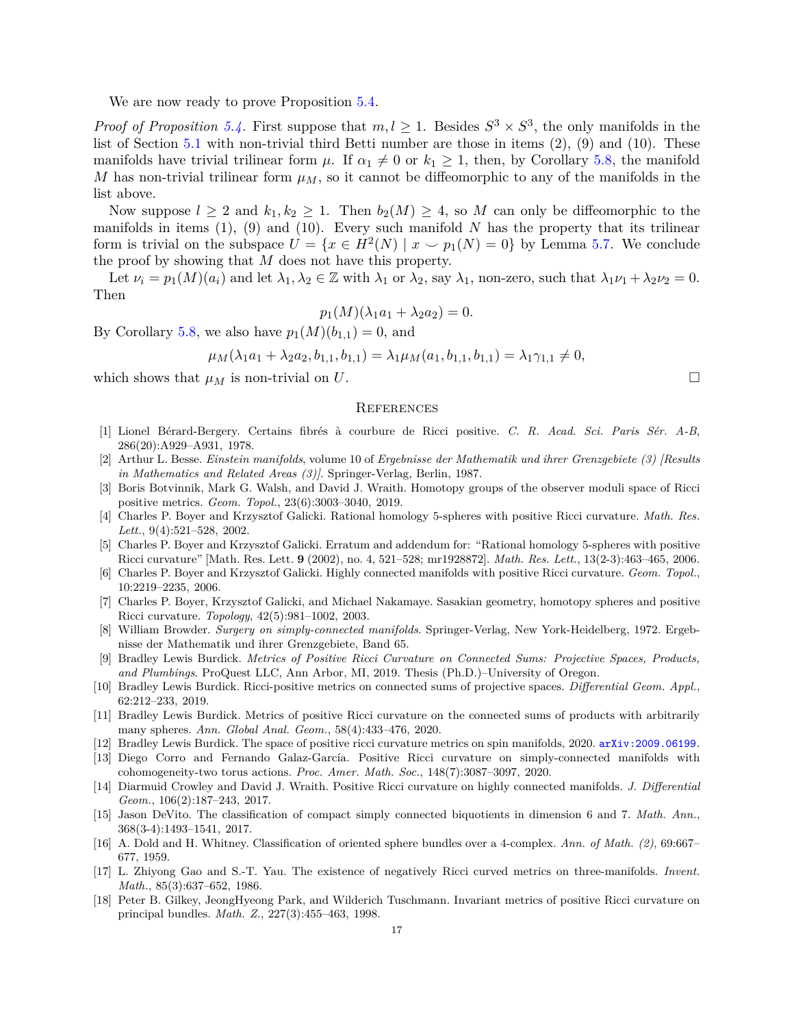We are now ready to prove Proposition 5.4.

*Proof of Proposition 5.4.* First suppose that $m, l \geq 1$. Besides $S^3 \times S^3$, the only manifolds in the list of Section 5.1 with non-trivial third Betti number are those in items (2), (9) and (10). These manifolds have trivial trilinear form $\mu$. If $\alpha_1 \neq 0$ or $k_1 \geq 1$, then, by Corollary 5.8, the manifold $M$ has non-trivial trilinear form $\mu_M$, so it cannot be diffeomorphic to any of the manifolds in the list above.

Now suppose $l \geq 2$ and $k_1, k_2 \geq 1$. Then $b_2(M) \geq 4$, so $M$ can only be diffeomorphic to the manifolds in items (1), (9) and (10). Every such manifold $N$ has the property that its trilinear form is trivial on the subspace $U = \{x \in H^2(N) \mid x \smile p_1(N) = 0\}$ by Lemma 5.7. We conclude the proof by showing that $M$ does not have this property.

Let $\nu_i = p_1(M)(a_i)$ and let $\lambda_1, \lambda_2 \in \mathbb{Z}$ with $\lambda_1$ or $\lambda_2$, say $\lambda_1$, non-zero, such that $\lambda_1\nu_1 + \lambda_2\nu_2 = 0$. Then

$$p_1(M)(\lambda_1 a_1 + \lambda_2 a_2) = 0.$$

By Corollary 5.8, we also have $p_1(M)(b_{1,1}) = 0$, and

$$\mu_M(\lambda_1 a_1 + \lambda_2 a_2, b_{1,1}, b_{1,1}) = \lambda_1 \mu_M(a_1, b_{1,1}, b_{1,1}) = \lambda_1 \gamma_{1,1} \neq 0,$$

which shows that $\mu_M$ is non-trivial on $U$. □

## References

[1] Lionel Bérard-Bergery. Certains fibrés à courbure de Ricci positive. *C. R. Acad. Sci. Paris Sér. A-B*, 286(20):A929–A931, 1978.

[2] Arthur L. Besse. *Einstein manifolds*, volume 10 of *Ergebnisse der Mathematik und ihrer Grenzgebiete (3) [Results in Mathematics and Related Areas (3)]*. Springer-Verlag, Berlin, 1987.

[3] Boris Botvinnik, Mark G. Walsh, and David J. Wraith. Homotopy groups of the observer moduli space of Ricci positive metrics. *Geom. Topol.*, 23(6):3003–3040, 2019.

[4] Charles P. Boyer and Krzysztof Galicki. Rational homology 5-spheres with positive Ricci curvature. *Math. Res. Lett.*, 9(4):521–528, 2002.

[5] Charles P. Boyer and Krzysztof Galicki. Erratum and addendum for: "Rational homology 5-spheres with positive Ricci curvature" [Math. Res. Lett. **9** (2002), no. 4, 521–528; mr1928872]. *Math. Res. Lett.*, 13(2-3):463–465, 2006.

[6] Charles P. Boyer and Krzysztof Galicki. Highly connected manifolds with positive Ricci curvature. *Geom. Topol.*, 10:2219–2235, 2006.

[7] Charles P. Boyer, Krzysztof Galicki, and Michael Nakamaye. Sasakian geometry, homotopy spheres and positive Ricci curvature. *Topology*, 42(5):981–1002, 2003.

[8] William Browder. *Surgery on simply-connected manifolds*. Springer-Verlag, New York-Heidelberg, 1972. Ergebnisse der Mathematik und ihrer Grenzgebiete, Band 65.

[9] Bradley Lewis Burdick. *Metrics of Positive Ricci Curvature on Connected Sums: Projective Spaces, Products, and Plumbings*. ProQuest LLC, Ann Arbor, MI, 2019. Thesis (Ph.D.)–University of Oregon.

[10] Bradley Lewis Burdick. Ricci-positive metrics on connected sums of projective spaces. *Differential Geom. Appl.*, 62:212–233, 2019.

[11] Bradley Lewis Burdick. Metrics of positive Ricci curvature on the connected sums of products with arbitrarily many spheres. *Ann. Global Anal. Geom.*, 58(4):433–476, 2020.

[12] Bradley Lewis Burdick. The space of positive ricci curvature metrics on spin manifolds, 2020. arXiv:2009.06199.

[13] Diego Corro and Fernando Galaz-García. Positive Ricci curvature on simply-connected manifolds with cohomogeneity-two torus actions. *Proc. Amer. Math. Soc.*, 148(7):3087–3097, 2020.

[14] Diarmuid Crowley and David J. Wraith. Positive Ricci curvature on highly connected manifolds. *J. Differential Geom.*, 106(2):187–243, 2017.

[15] Jason DeVito. The classification of compact simply connected biquotients in dimension 6 and 7. *Math. Ann.*, 368(3-4):1493–1541, 2017.

[16] A. Dold and H. Whitney. Classification of oriented sphere bundles over a 4-complex. *Ann. of Math. (2)*, 69:667–677, 1959.

[17] L. Zhiyong Gao and S.-T. Yau. The existence of negatively Ricci curved metrics on three-manifolds. *Invent. Math.*, 85(3):637–652, 1986.

[18] Peter B. Gilkey, JeongHyeong Park, and Wilderich Tuschmann. Invariant metrics of positive Ricci curvature on principal bundles. *Math. Z.*, 227(3):455–463, 1998.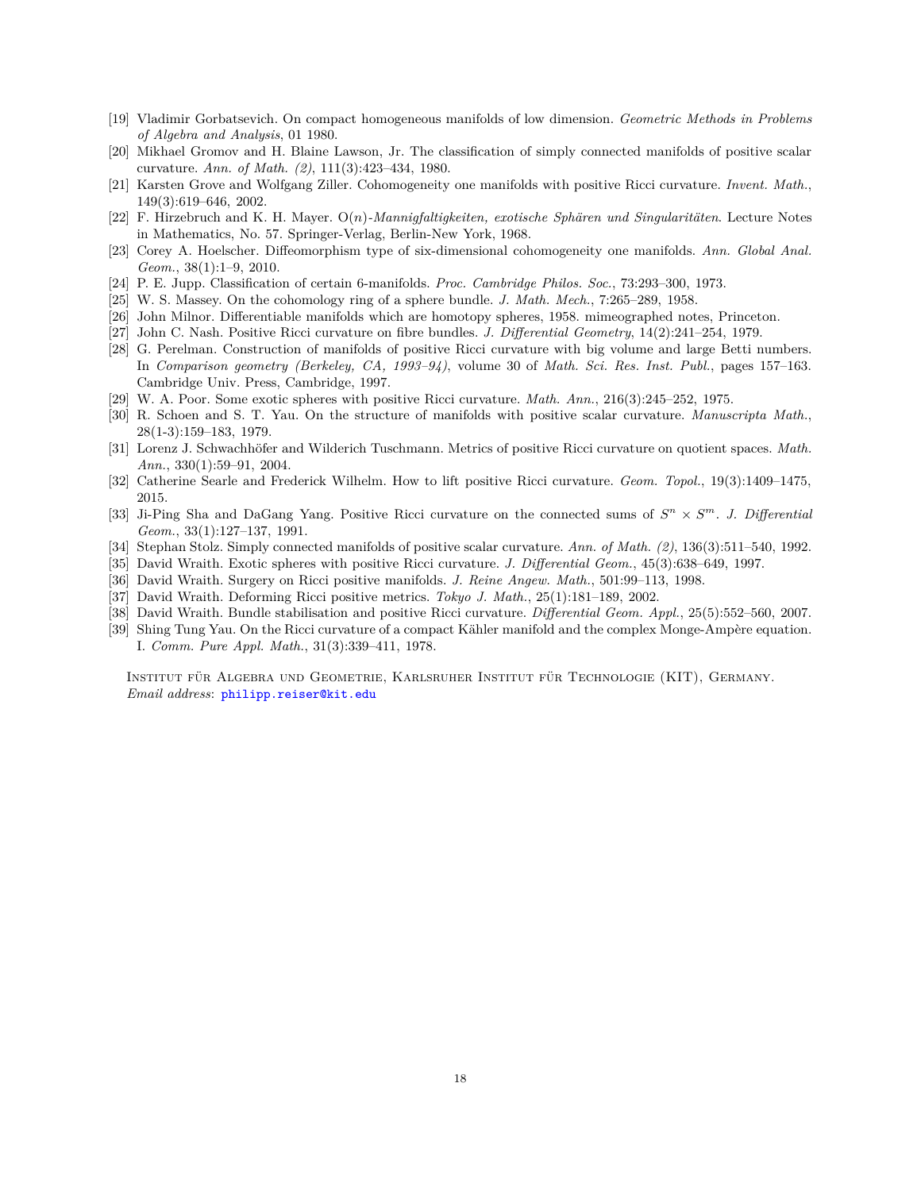[19] Vladimir Gorbatsevich. On compact homogeneous manifolds of low dimension. *Geometric Methods in Problems of Algebra and Analysis*, 01 1980.

[20] Mikhael Gromov and H. Blaine Lawson, Jr. The classification of simply connected manifolds of positive scalar curvature. *Ann. of Math. (2)*, 111(3):423–434, 1980.

[21] Karsten Grove and Wolfgang Ziller. Cohomogeneity one manifolds with positive Ricci curvature. *Invent. Math.*, 149(3):619–646, 2002.

[22] F. Hirzebruch and K. H. Mayer. $\mathrm{O}(n)$*-Mannigfaltigkeiten, exotische Sphären und Singularitäten*. Lecture Notes in Mathematics, No. 57. Springer-Verlag, Berlin-New York, 1968.

[23] Corey A. Hoelscher. Diffeomorphism type of six-dimensional cohomogeneity one manifolds. *Ann. Global Anal. Geom.*, 38(1):1–9, 2010.

[24] P. E. Jupp. Classification of certain 6-manifolds. *Proc. Cambridge Philos. Soc.*, 73:293–300, 1973.

[25] W. S. Massey. On the cohomology ring of a sphere bundle. *J. Math. Mech.*, 7:265–289, 1958.

[26] John Milnor. Differentiable manifolds which are homotopy spheres, 1958. mimeographed notes, Princeton.

[27] John C. Nash. Positive Ricci curvature on fibre bundles. *J. Differential Geometry*, 14(2):241–254, 1979.

[28] G. Perelman. Construction of manifolds of positive Ricci curvature with big volume and large Betti numbers. In *Comparison geometry (Berkeley, CA, 1993–94)*, volume 30 of *Math. Sci. Res. Inst. Publ.*, pages 157–163. Cambridge Univ. Press, Cambridge, 1997.

[29] W. A. Poor. Some exotic spheres with positive Ricci curvature. *Math. Ann.*, 216(3):245–252, 1975.

[30] R. Schoen and S. T. Yau. On the structure of manifolds with positive scalar curvature. *Manuscripta Math.*, 28(1-3):159–183, 1979.

[31] Lorenz J. Schwachhöfer and Wilderich Tuschmann. Metrics of positive Ricci curvature on quotient spaces. *Math. Ann.*, 330(1):59–91, 2004.

[32] Catherine Searle and Frederick Wilhelm. How to lift positive Ricci curvature. *Geom. Topol.*, 19(3):1409–1475, 2015.

[33] Ji-Ping Sha and DaGang Yang. Positive Ricci curvature on the connected sums of $S^n \times S^m$. *J. Differential Geom.*, 33(1):127–137, 1991.

[34] Stephan Stolz. Simply connected manifolds of positive scalar curvature. *Ann. of Math. (2)*, 136(3):511–540, 1992.

[35] David Wraith. Exotic spheres with positive Ricci curvature. *J. Differential Geom.*, 45(3):638–649, 1997.

[36] David Wraith. Surgery on Ricci positive manifolds. *J. Reine Angew. Math.*, 501:99–113, 1998.

[37] David Wraith. Deforming Ricci positive metrics. *Tokyo J. Math.*, 25(1):181–189, 2002.

[38] David Wraith. Bundle stabilisation and positive Ricci curvature. *Differential Geom. Appl.*, 25(5):552–560, 2007.

[39] Shing Tung Yau. On the Ricci curvature of a compact Kähler manifold and the complex Monge-Ampère equation. I. *Comm. Pure Appl. Math.*, 31(3):339–411, 1978.

Institut für Algebra und Geometrie, Karlsruher Institut für Technologie (KIT), Germany.
*Email address*: philipp.reiser@kit.edu